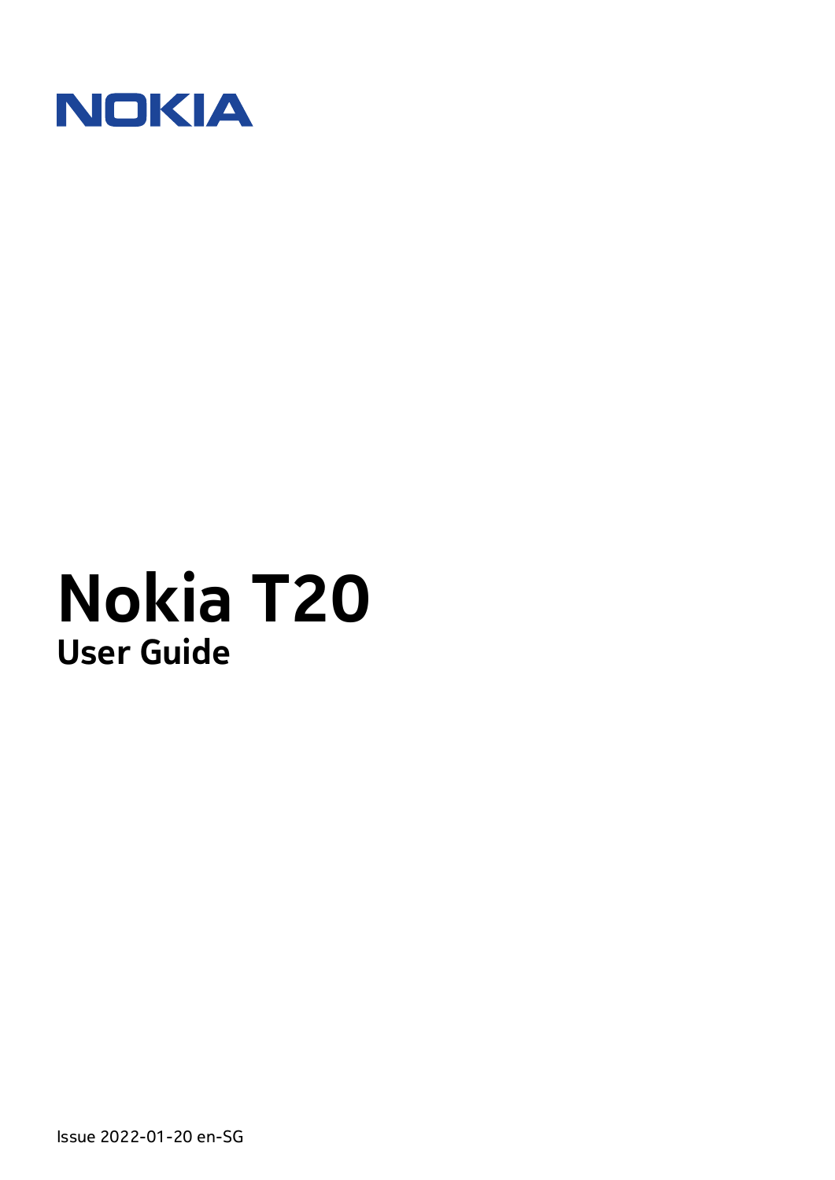NOKIA

# Nokia T20

## User Guide

Issue 2022-01-20 en-SG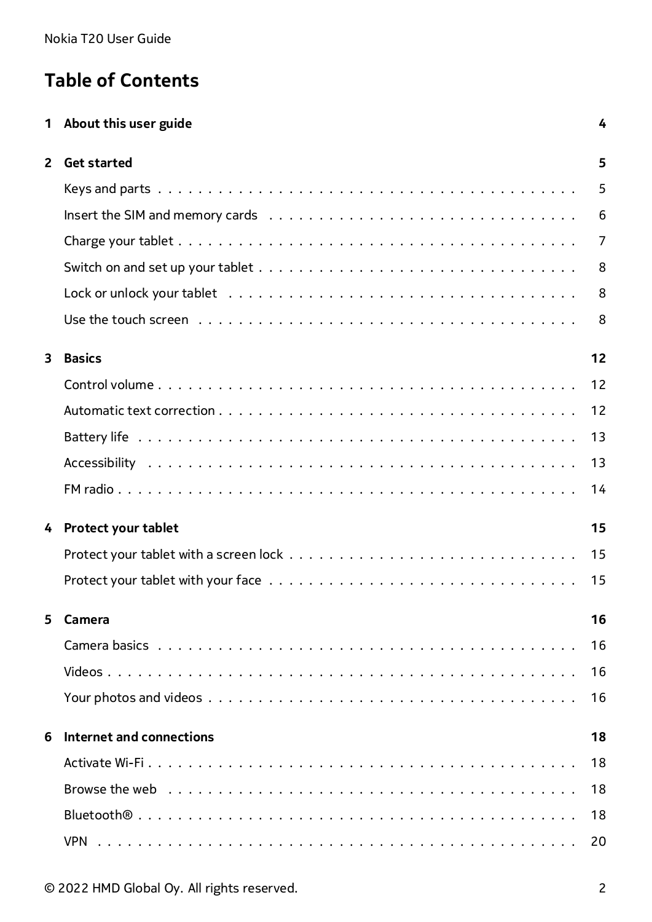# Table of Contents

| | | |
|---|---|---|
| **1** | **About this user guide** | **4** |
| **2** | **Get started** | **5** |
| | Keys and parts | 5 |
| | Insert the SIM and memory cards | 6 |
| | Charge your tablet | 7 |
| | Switch on and set up your tablet | 8 |
| | Lock or unlock your tablet | 8 |
| | Use the touch screen | 8 |
| **3** | **Basics** | **12** |
| | Control volume | 12 |
| | Automatic text correction | 12 |
| | Battery life | 13 |
| | Accessibility | 13 |
| | FM radio | 14 |
| **4** | **Protect your tablet** | **15** |
| | Protect your tablet with a screen lock | 15 |
| | Protect your tablet with your face | 15 |
| **5** | **Camera** | **16** |
| | Camera basics | 16 |
| | Videos | 16 |
| | Your photos and videos | 16 |
| **6** | **Internet and connections** | **18** |
| | Activate Wi-Fi | 18 |
| | Browse the web | 18 |
| | Bluetooth® | 18 |
| | VPN | 20 |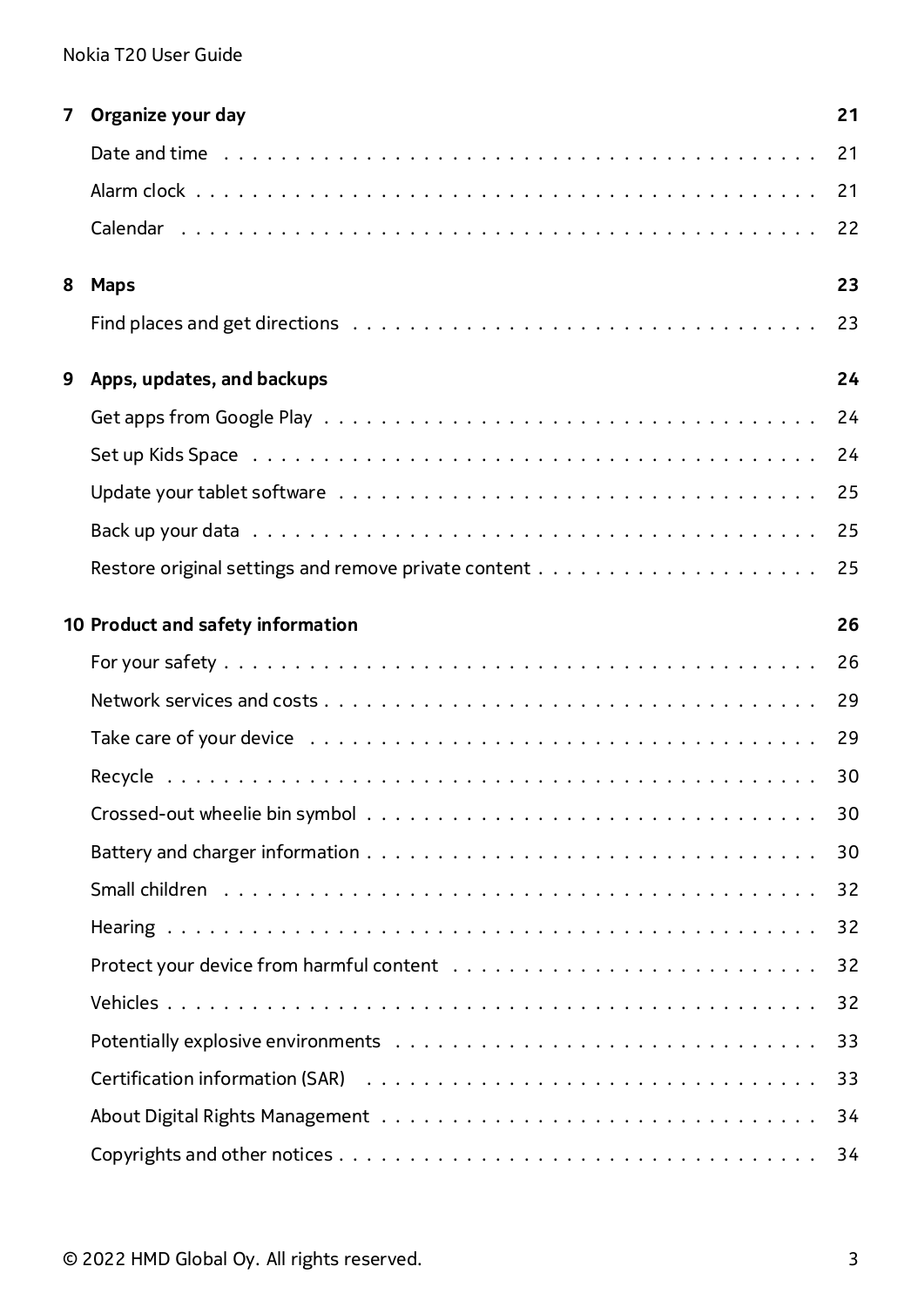**7 Organize your day** 21

- Date and time . . . . . . . . . . 21
- Alarm clock . . . . . . . . . . 21
- Calendar . . . . . . . . . . 22

**8 Maps** 23

- Find places and get directions . . . . . . . . . . 23

**9 Apps, updates, and backups** 24

- Get apps from Google Play . . . . . . . . . . 24
- Set up Kids Space . . . . . . . . . . 24
- Update your tablet software . . . . . . . . . . 25
- Back up your data . . . . . . . . . . 25
- Restore original settings and remove private content . . . . . . . . . . 25

**10 Product and safety information** 26

- For your safety . . . . . . . . . . 26
- Network services and costs . . . . . . . . . . 29
- Take care of your device . . . . . . . . . . 29
- Recycle . . . . . . . . . . 30
- Crossed-out wheelie bin symbol . . . . . . . . . . 30
- Battery and charger information . . . . . . . . . . 30
- Small children . . . . . . . . . . 32
- Hearing . . . . . . . . . . 32
- Protect your device from harmful content . . . . . . . . . . 32
- Vehicles . . . . . . . . . . 32
- Potentially explosive environments . . . . . . . . . . 33
- Certification information (SAR) . . . . . . . . . . 33
- About Digital Rights Management . . . . . . . . . . 34
- Copyrights and other notices . . . . . . . . . . 34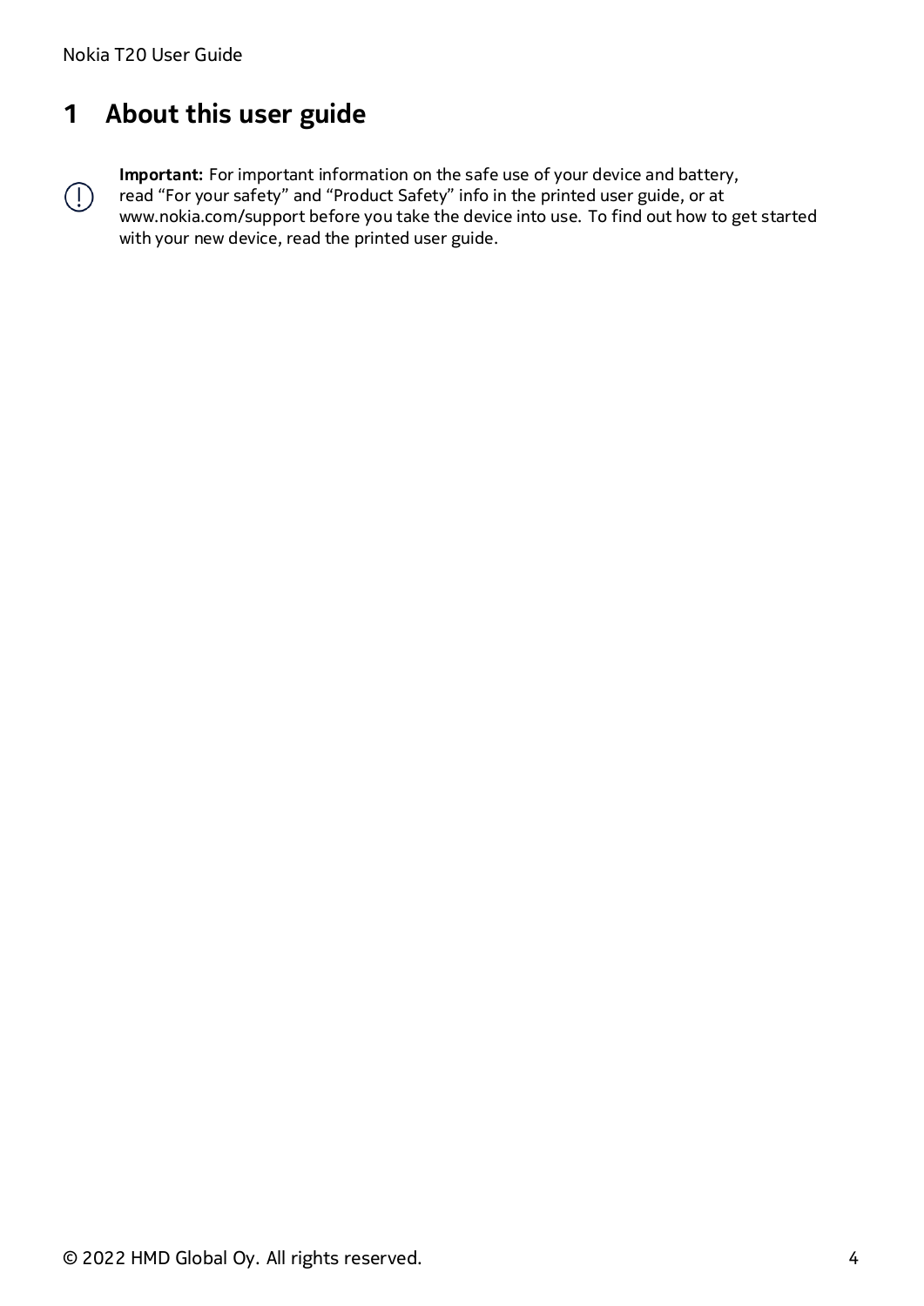# 1 About this user guide

**Important:** For important information on the safe use of your device and battery, read “For your safety” and “Product Safety” info in the printed user guide, or at www.nokia.com/support before you take the device into use. To find out how to get started with your new device, read the printed user guide.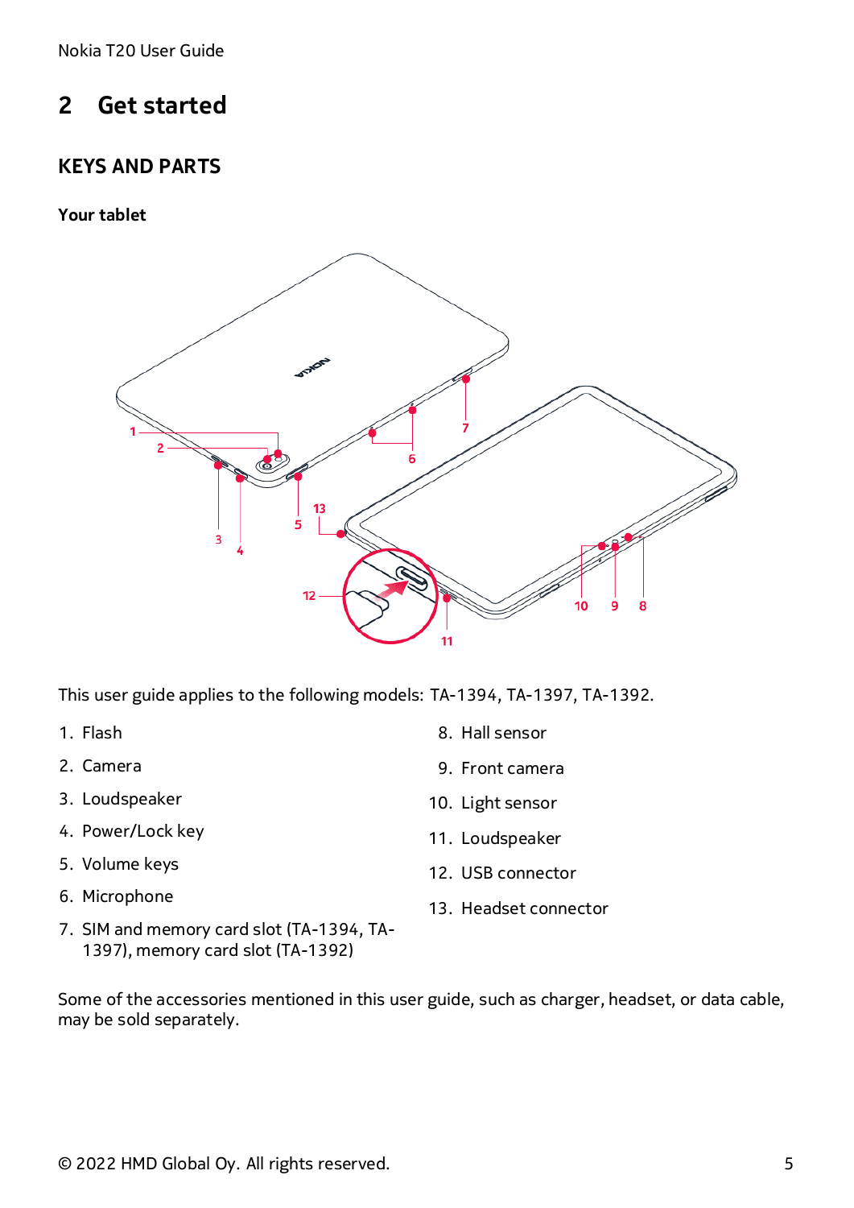# 2 Get started

## KEYS AND PARTS

### Your tablet

This user guide applies to the following models: TA-1394, TA-1397, TA-1392.

1. Flash
2. Camera
3. Loudspeaker
4. Power/Lock key
5. Volume keys
6. Microphone
7. SIM and memory card slot (TA-1394, TA-1397), memory card slot (TA-1392)
8. Hall sensor
9. Front camera
10. Light sensor
11. Loudspeaker
12. USB connector
13. Headset connector

Some of the accessories mentioned in this user guide, such as charger, headset, or data cable, may be sold separately.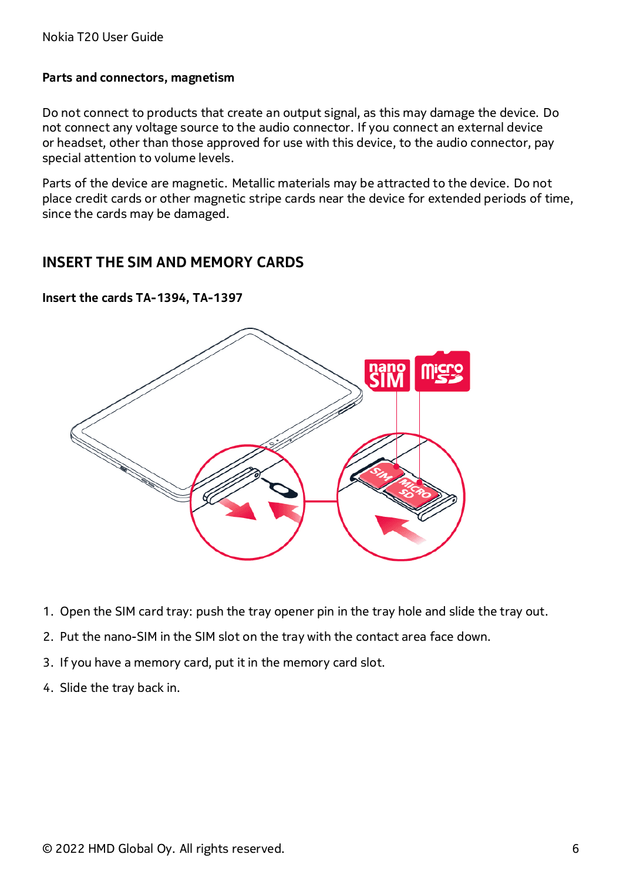### Parts and connectors, magnetism

Do not connect to products that create an output signal, as this may damage the device. Do not connect any voltage source to the audio connector. If you connect an external device or headset, other than those approved for use with this device, to the audio connector, pay special attention to volume levels.

Parts of the device are magnetic. Metallic materials may be attracted to the device. Do not place credit cards or other magnetic stripe cards near the device for extended periods of time, since the cards may be damaged.

## INSERT THE SIM AND MEMORY CARDS

### Insert the cards TA-1394, TA-1397

1. Open the SIM card tray: push the tray opener pin in the tray hole and slide the tray out.
2. Put the nano-SIM in the SIM slot on the tray with the contact area face down.
3. If you have a memory card, put it in the memory card slot.
4. Slide the tray back in.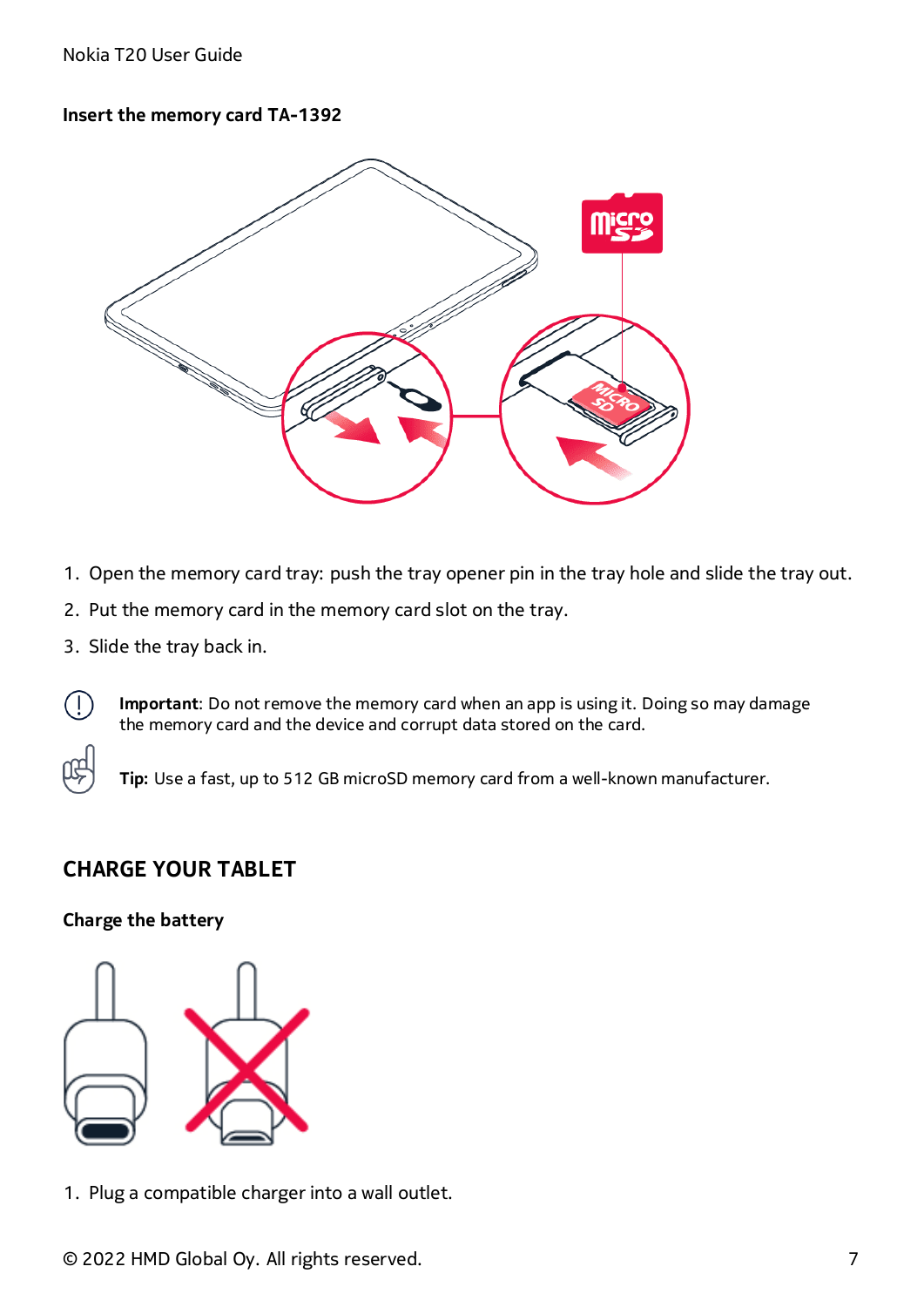### Insert the memory card TA-1392

1. Open the memory card tray: push the tray opener pin in the tray hole and slide the tray out.
2. Put the memory card in the memory card slot on the tray.
3. Slide the tray back in.

**Important**: Do not remove the memory card when an app is using it. Doing so may damage the memory card and the device and corrupt data stored on the card.

**Tip:** Use a fast, up to 512 GB microSD memory card from a well-known manufacturer.

## CHARGE YOUR TABLET

### Charge the battery

1. Plug a compatible charger into a wall outlet.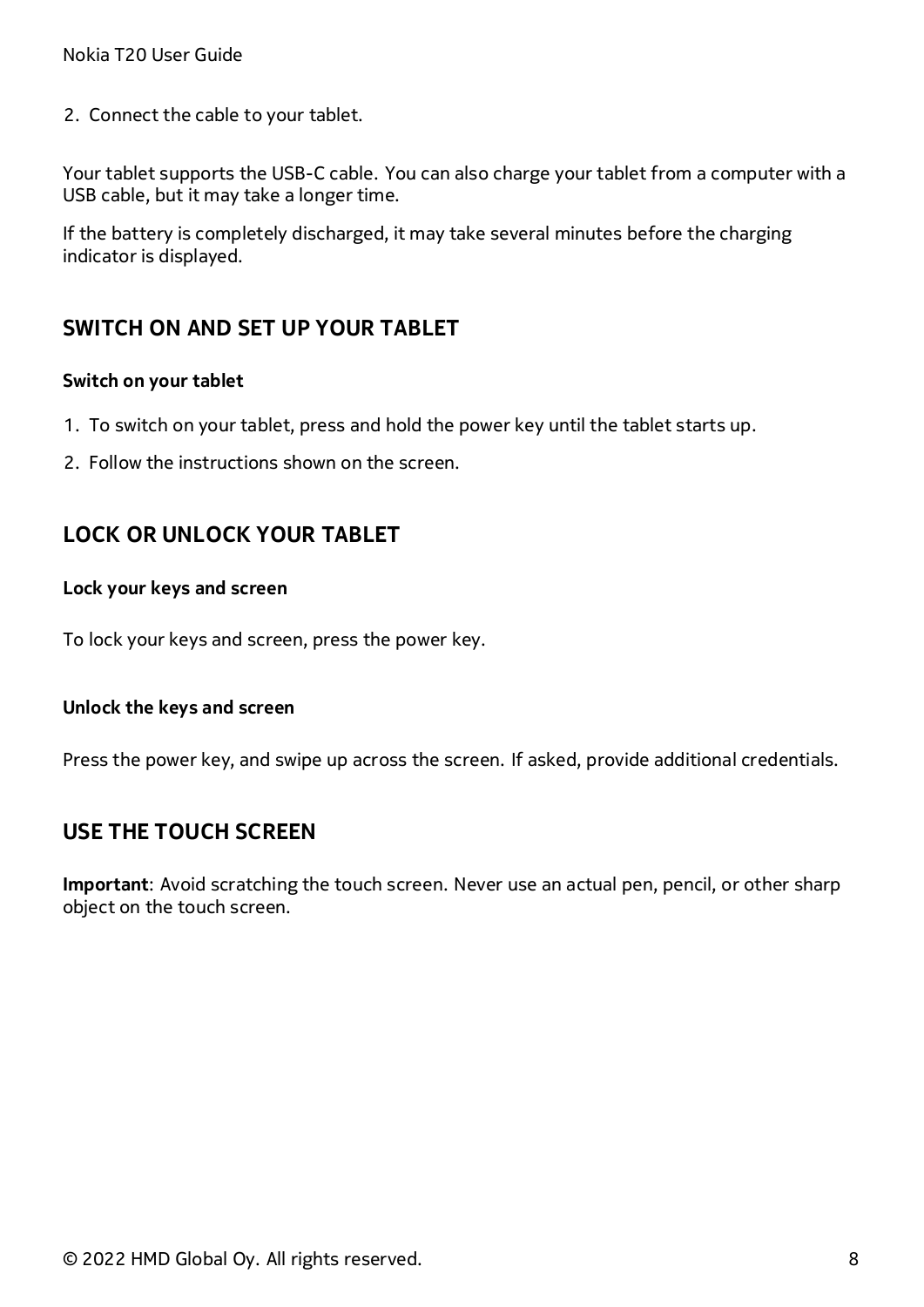2. Connect the cable to your tablet.

Your tablet supports the USB-C cable. You can also charge your tablet from a computer with a USB cable, but it may take a longer time.

If the battery is completely discharged, it may take several minutes before the charging indicator is displayed.

## SWITCH ON AND SET UP YOUR TABLET

**Switch on your tablet**

1. To switch on your tablet, press and hold the power key until the tablet starts up.
2. Follow the instructions shown on the screen.

## LOCK OR UNLOCK YOUR TABLET

**Lock your keys and screen**

To lock your keys and screen, press the power key.

**Unlock the keys and screen**

Press the power key, and swipe up across the screen. If asked, provide additional credentials.

## USE THE TOUCH SCREEN

**Important**: Avoid scratching the touch screen. Never use an actual pen, pencil, or other sharp object on the touch screen.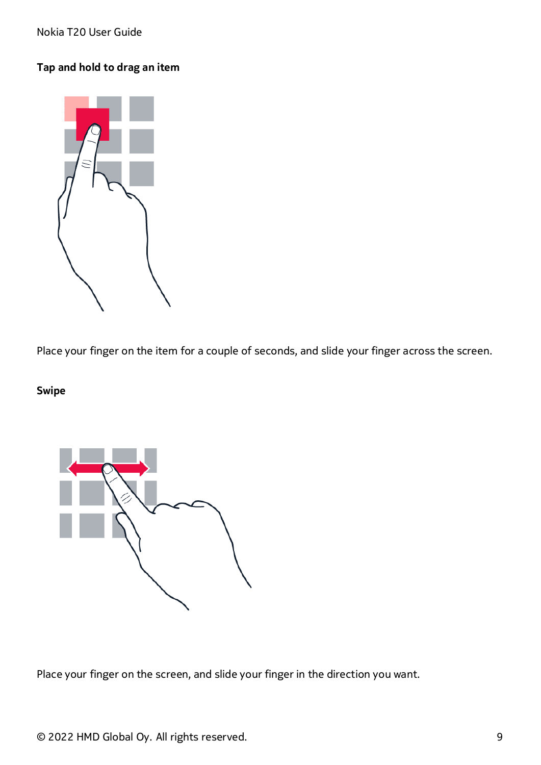#### Tap and hold to drag an item

Place your finger on the item for a couple of seconds, and slide your finger across the screen.

#### Swipe

Place your finger on the screen, and slide your finger in the direction you want.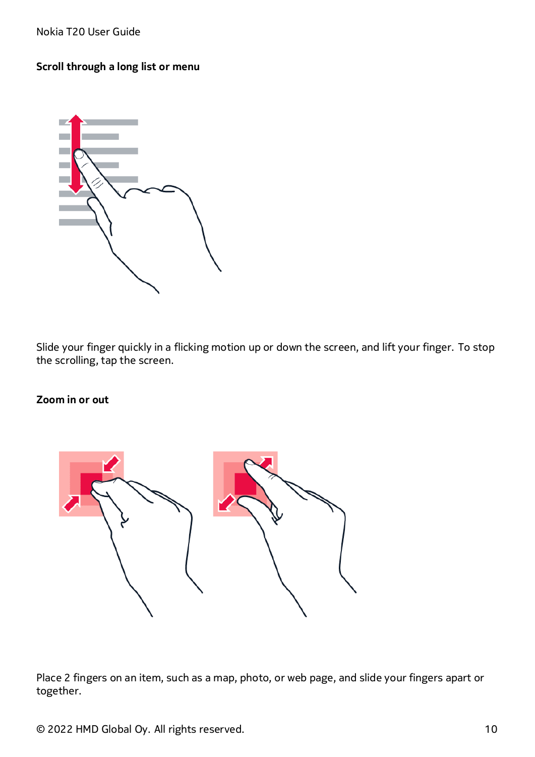### Scroll through a long list or menu

Slide your finger quickly in a flicking motion up or down the screen, and lift your finger. To stop the scrolling, tap the screen.

### Zoom in or out

Place 2 fingers on an item, such as a map, photo, or web page, and slide your fingers apart or together.

© 2022 HMD Global Oy. All rights reserved.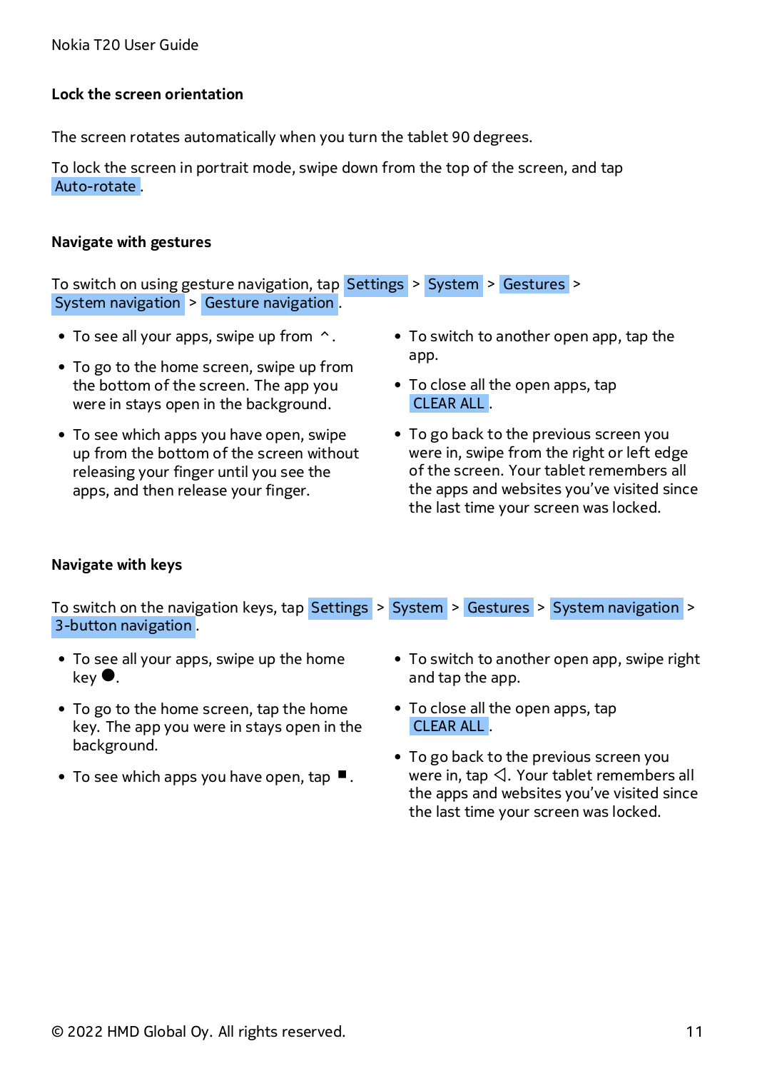## Lock the screen orientation

The screen rotates automatically when you turn the tablet 90 degrees.

To lock the screen in portrait mode, swipe down from the top of the screen, and tap Auto-rotate .

## Navigate with gestures

To switch on using gesture navigation, tap Settings > System > Gestures > System navigation > Gesture navigation .

- To see all your apps, swipe up from ^.
- To go to the home screen, swipe up from the bottom of the screen. The app you were in stays open in the background.
- To see which apps you have open, swipe up from the bottom of the screen without releasing your finger until you see the apps, and then release your finger.
- To switch to another open app, tap the app.
- To close all the open apps, tap CLEAR ALL .
- To go back to the previous screen you were in, swipe from the right or left edge of the screen. Your tablet remembers all the apps and websites you've visited since the last time your screen was locked.

## Navigate with keys

To switch on the navigation keys, tap Settings > System > Gestures > System navigation > 3-button navigation.

- To see all your apps, swipe up the home key ●.
- To go to the home screen, tap the home key. The app you were in stays open in the background.
- To see which apps you have open, tap ■.
- To switch to another open app, swipe right and tap the app.
- To close all the open apps, tap CLEAR ALL .
- To go back to the previous screen you were in, tap ◁. Your tablet remembers all the apps and websites you've visited since the last time your screen was locked.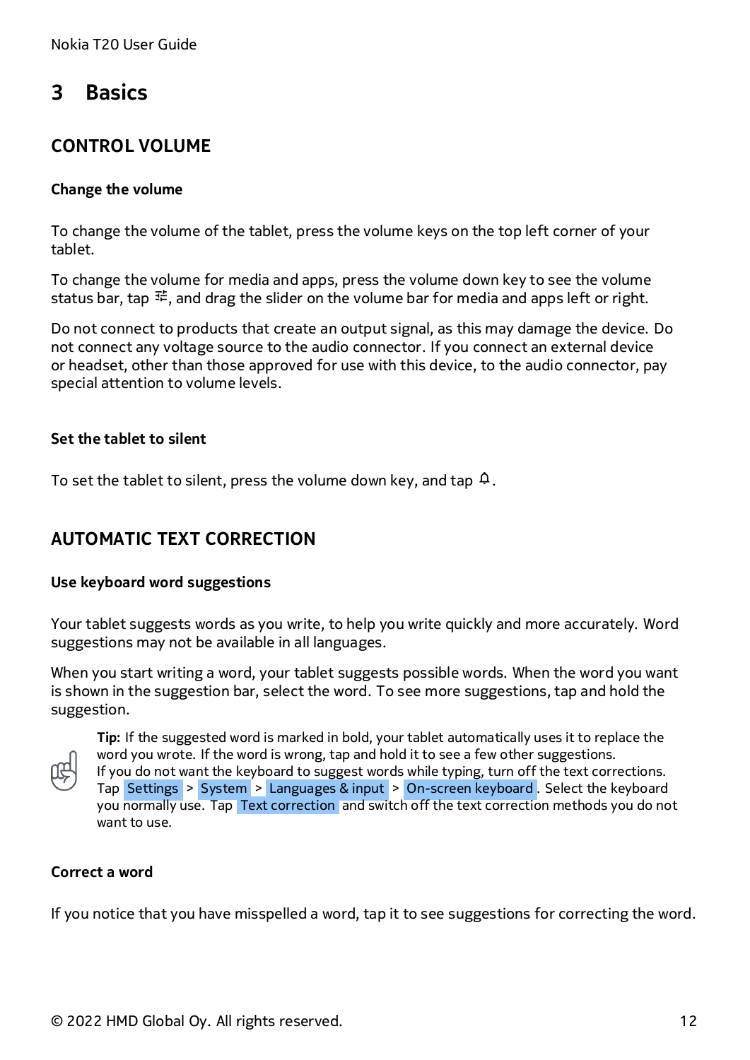# 3 Basics

## CONTROL VOLUME

### Change the volume

To change the volume of the tablet, press the volume keys on the top left corner of your tablet.

To change the volume for media and apps, press the volume down key to see the volume status bar, tap ⚟, and drag the slider on the volume bar for media and apps left or right.

Do not connect to products that create an output signal, as this may damage the device. Do not connect any voltage source to the audio connector. If you connect an external device or headset, other than those approved for use with this device, to the audio connector, pay special attention to volume levels.

### Set the tablet to silent

To set the tablet to silent, press the volume down key, and tap 🔔.

## AUTOMATIC TEXT CORRECTION

### Use keyboard word suggestions

Your tablet suggests words as you write, to help you write quickly and more accurately. Word suggestions may not be available in all languages.

When you start writing a word, your tablet suggests possible words. When the word you want is shown in the suggestion bar, select the word. To see more suggestions, tap and hold the suggestion.

**Tip:** If the suggested word is marked in bold, your tablet automatically uses it to replace the word you wrote. If the word is wrong, tap and hold it to see a few other suggestions. If you do not want the keyboard to suggest words while typing, turn off the text corrections. Tap Settings > System > Languages & input > On-screen keyboard. Select the keyboard you normally use. Tap Text correction and switch off the text correction methods you do not want to use.

### Correct a word

If you notice that you have misspelled a word, tap it to see suggestions for correcting the word.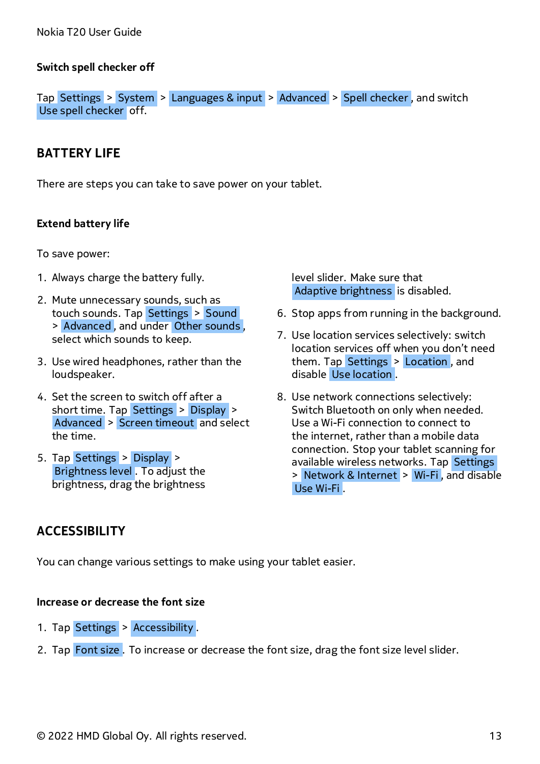### Switch spell checker off

Tap Settings > System > Languages & input > Advanced > Spell checker, and switch Use spell checker off.

## BATTERY LIFE

There are steps you can take to save power on your tablet.

### Extend battery life

To save power:

1. Always charge the battery fully.
2. Mute unnecessary sounds, such as touch sounds. Tap Settings > Sound > Advanced, and under Other sounds, select which sounds to keep.
3. Use wired headphones, rather than the loudspeaker.
4. Set the screen to switch off after a short time. Tap Settings > Display > Advanced > Screen timeout and select the time.
5. Tap Settings > Display > Brightness level. To adjust the brightness, drag the brightness level slider. Make sure that Adaptive brightness is disabled.
6. Stop apps from running in the background.
7. Use location services selectively: switch location services off when you don't need them. Tap Settings > Location, and disable Use location.
8. Use network connections selectively: Switch Bluetooth on only when needed. Use a Wi-Fi connection to connect to the internet, rather than a mobile data connection. Stop your tablet scanning for available wireless networks. Tap Settings > Network & Internet > Wi-Fi, and disable Use Wi-Fi.

## ACCESSIBILITY

You can change various settings to make using your tablet easier.

### Increase or decrease the font size

1. Tap Settings > Accessibility.
2. Tap Font size. To increase or decrease the font size, drag the font size level slider.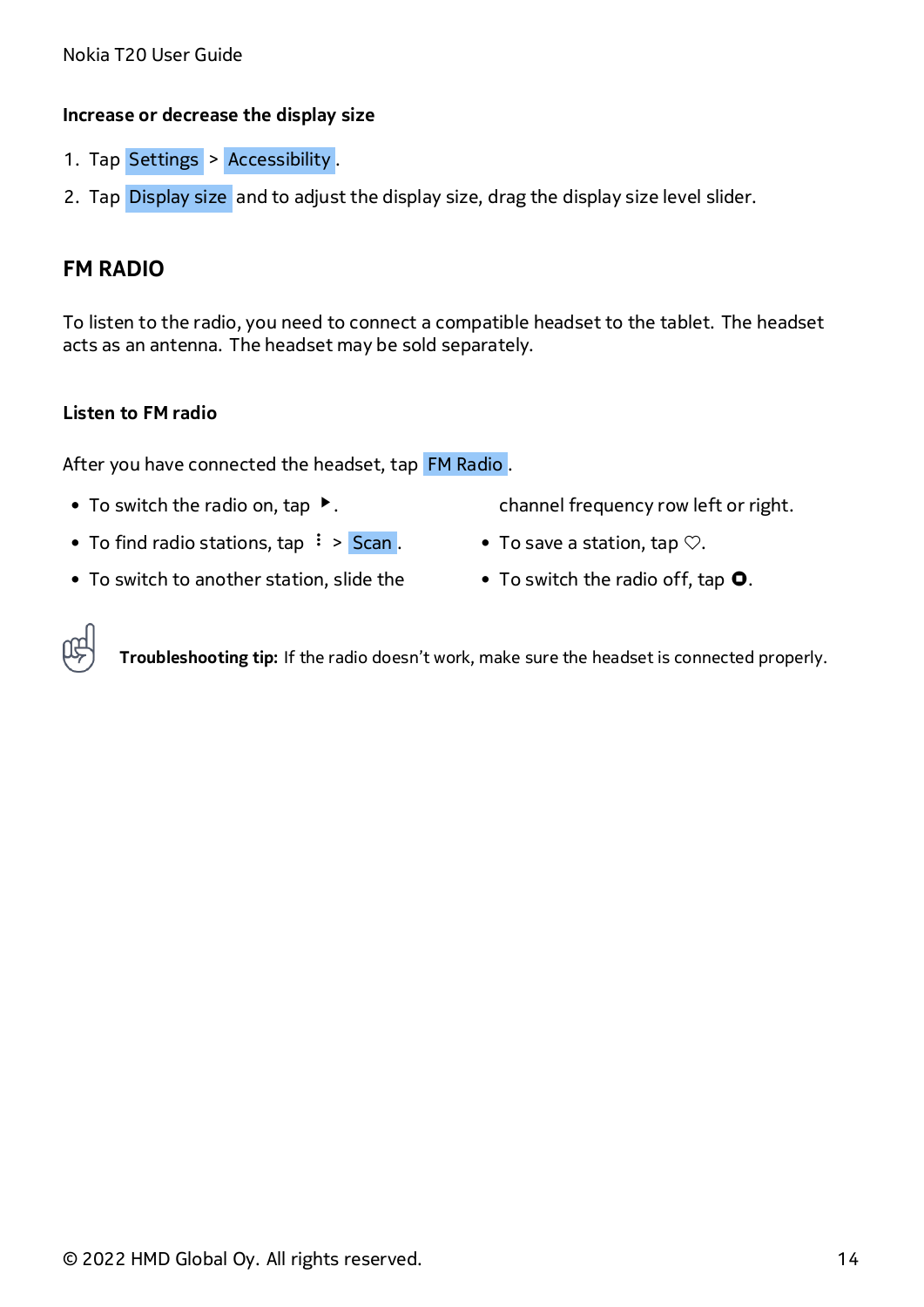### Increase or decrease the display size

1. Tap Settings > Accessibility.
2. Tap Display size and to adjust the display size, drag the display size level slider.

## FM RADIO

To listen to the radio, you need to connect a compatible headset to the tablet. The headset acts as an antenna. The headset may be sold separately.

### Listen to FM radio

After you have connected the headset, tap FM Radio.

- To switch the radio on, tap ▶.
- To find radio stations, tap ⋮ > Scan.
- To switch to another station, slide the channel frequency row left or right.
- To save a station, tap ♡.
- To switch the radio off, tap ⏺.

**Troubleshooting tip:** If the radio doesn't work, make sure the headset is connected properly.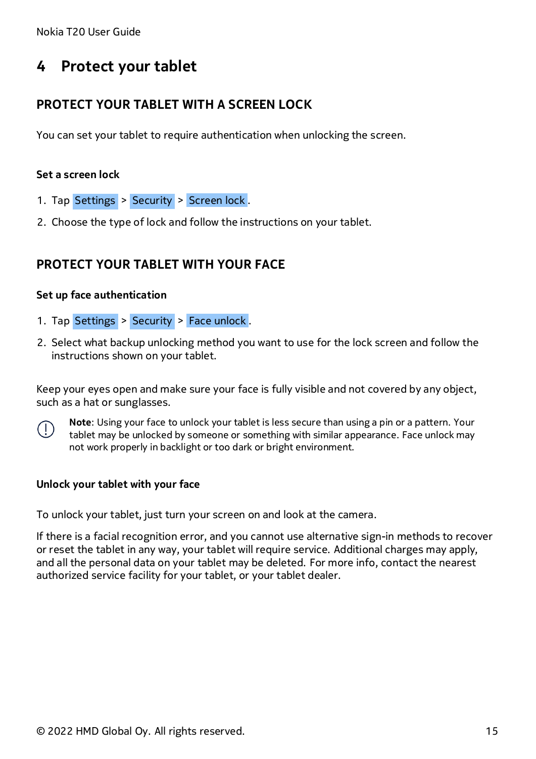# 4 Protect your tablet

## PROTECT YOUR TABLET WITH A SCREEN LOCK

You can set your tablet to require authentication when unlocking the screen.

### Set a screen lock

1. Tap Settings > Security > Screen lock .
2. Choose the type of lock and follow the instructions on your tablet.

## PROTECT YOUR TABLET WITH YOUR FACE

### Set up face authentication

1. Tap Settings > Security > Face unlock .
2. Select what backup unlocking method you want to use for the lock screen and follow the instructions shown on your tablet.

Keep your eyes open and make sure your face is fully visible and not covered by any object, such as a hat or sunglasses.

**Note**: Using your face to unlock your tablet is less secure than using a pin or a pattern. Your tablet may be unlocked by someone or something with similar appearance. Face unlock may not work properly in backlight or too dark or bright environment.

### Unlock your tablet with your face

To unlock your tablet, just turn your screen on and look at the camera.

If there is a facial recognition error, and you cannot use alternative sign-in methods to recover or reset the tablet in any way, your tablet will require service. Additional charges may apply, and all the personal data on your tablet may be deleted. For more info, contact the nearest authorized service facility for your tablet, or your tablet dealer.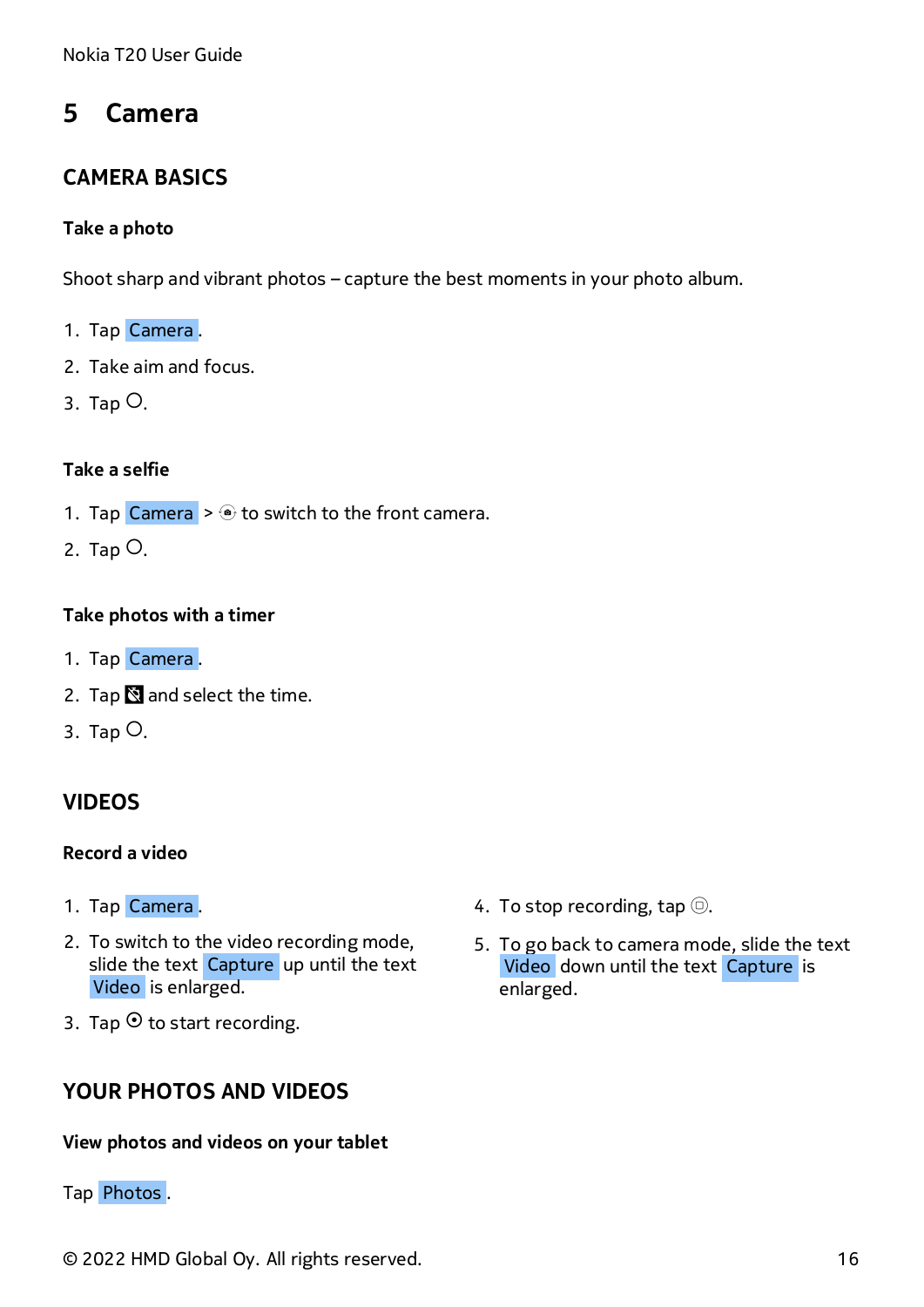# 5 Camera

## CAMERA BASICS

### Take a photo

Shoot sharp and vibrant photos – capture the best moments in your photo album.

1. Tap Camera.
2. Take aim and focus.
3. Tap ○.

### Take a selfie

1. Tap Camera > ⟲ to switch to the front camera.
2. Tap ○.

### Take photos with a timer

1. Tap Camera.
2. Tap ⏲ and select the time.
3. Tap ○.

## VIDEOS

### Record a video

1. Tap Camera.
2. To switch to the video recording mode, slide the text Capture up until the text Video is enlarged.
3. Tap ⊙ to start recording.
4. To stop recording, tap ⊡.
5. To go back to camera mode, slide the text Video down until the text Capture is enlarged.

## YOUR PHOTOS AND VIDEOS

### View photos and videos on your tablet

Tap Photos.

© 2022 HMD Global Oy. All rights reserved.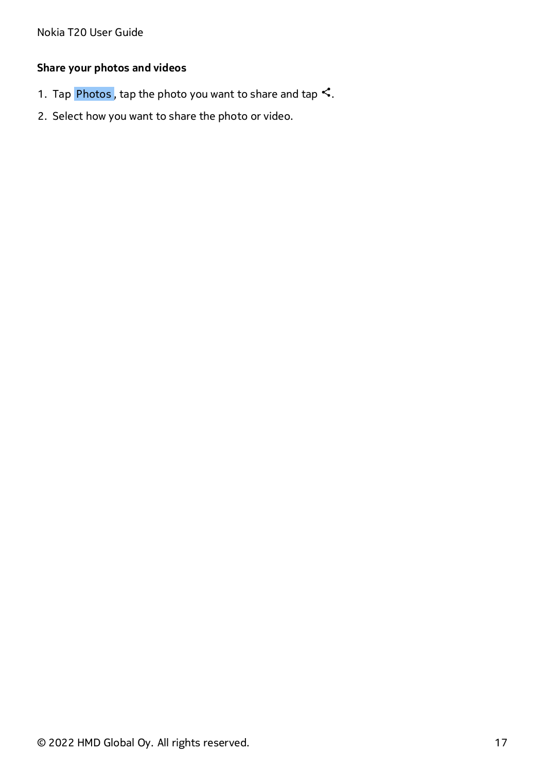**Share your photos and videos**

1. Tap Photos, tap the photo you want to share and tap <.
2. Select how you want to share the photo or video.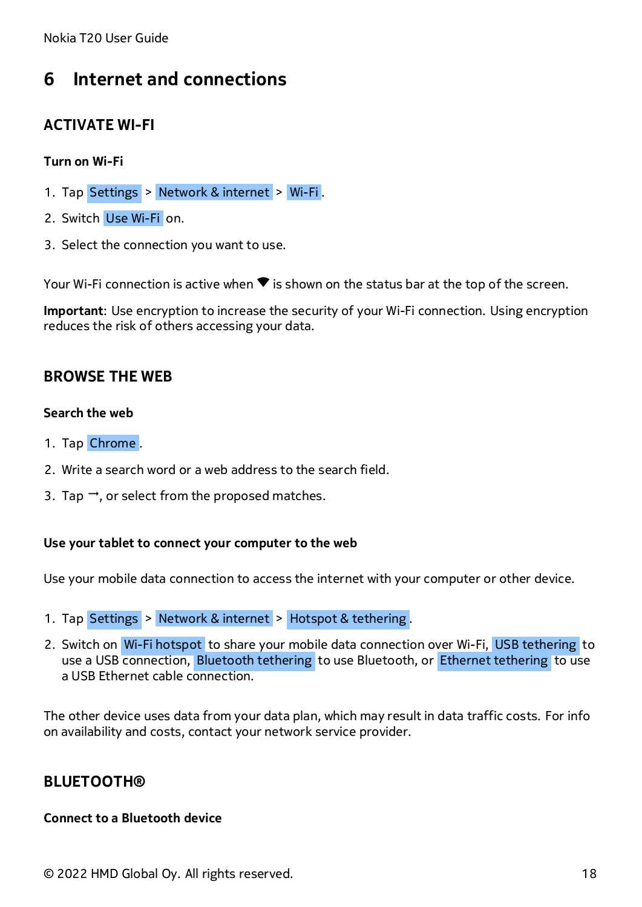# 6 Internet and connections

## ACTIVATE WI-FI

### Turn on Wi-Fi

1. Tap Settings > Network & internet > Wi-Fi.
2. Switch Use Wi-Fi on.
3. Select the connection you want to use.

Your Wi-Fi connection is active when ▼ is shown on the status bar at the top of the screen.

**Important**: Use encryption to increase the security of your Wi-Fi connection. Using encryption reduces the risk of others accessing your data.

## BROWSE THE WEB

### Search the web

1. Tap Chrome.
2. Write a search word or a web address to the search field.
3. Tap →, or select from the proposed matches.

### Use your tablet to connect your computer to the web

Use your mobile data connection to access the internet with your computer or other device.

1. Tap Settings > Network & internet > Hotspot & tethering.
2. Switch on Wi-Fi hotspot to share your mobile data connection over Wi-Fi, USB tethering to use a USB connection, Bluetooth tethering to use Bluetooth, or Ethernet tethering to use a USB Ethernet cable connection.

The other device uses data from your data plan, which may result in data traffic costs. For info on availability and costs, contact your network service provider.

## BLUETOOTH®

### Connect to a Bluetooth device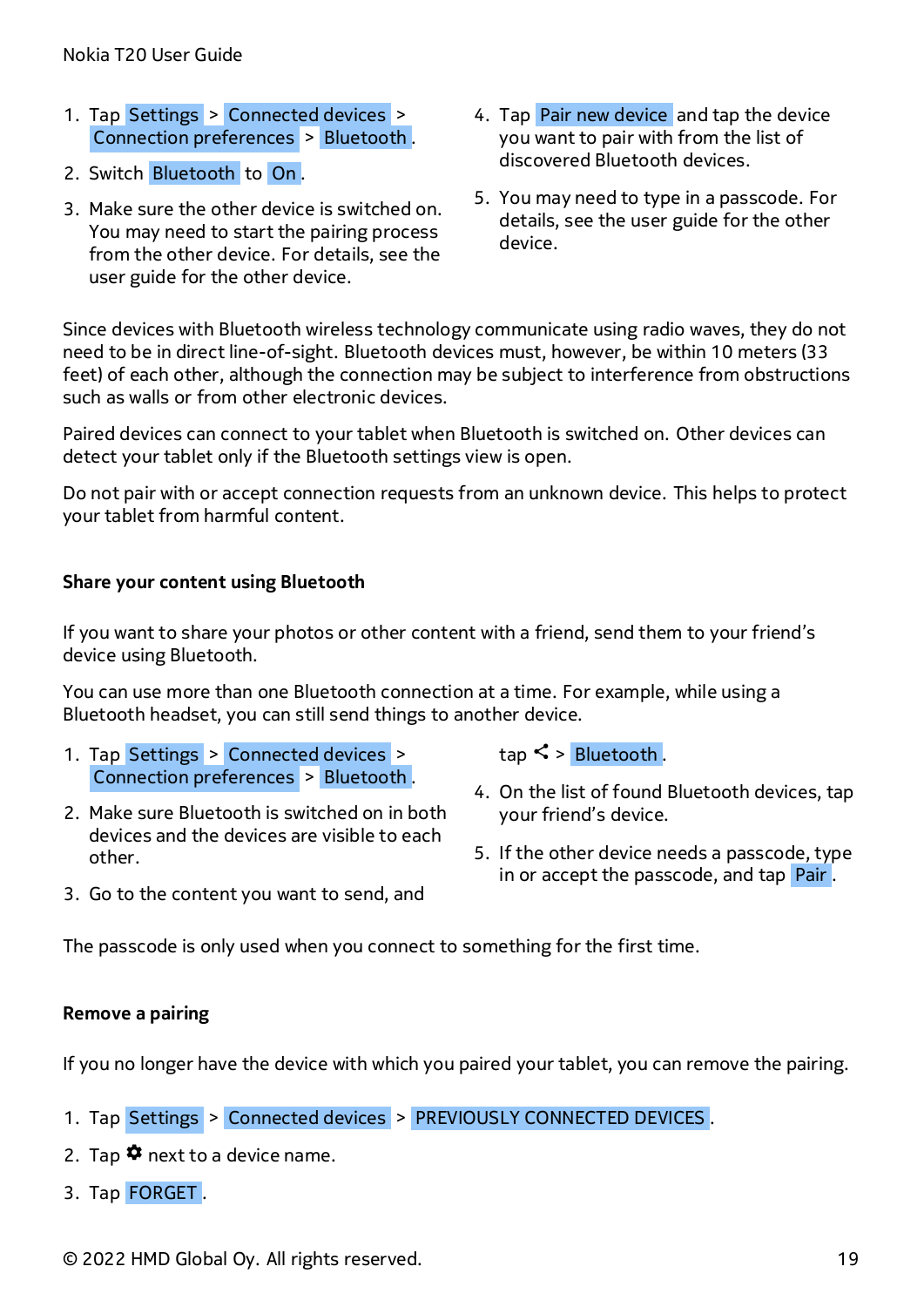1. Tap Settings > Connected devices > Connection preferences > Bluetooth .
2. Switch Bluetooth to On .
3. Make sure the other device is switched on. You may need to start the pairing process from the other device. For details, see the user guide for the other device.
4. Tap Pair new device and tap the device you want to pair with from the list of discovered Bluetooth devices.
5. You may need to type in a passcode. For details, see the user guide for the other device.

Since devices with Bluetooth wireless technology communicate using radio waves, they do not need to be in direct line-of-sight. Bluetooth devices must, however, be within 10 meters (33 feet) of each other, although the connection may be subject to interference from obstructions such as walls or from other electronic devices.

Paired devices can connect to your tablet when Bluetooth is switched on. Other devices can detect your tablet only if the Bluetooth settings view is open.

Do not pair with or accept connection requests from an unknown device. This helps to protect your tablet from harmful content.

**Share your content using Bluetooth**

If you want to share your photos or other content with a friend, send them to your friend's device using Bluetooth.

You can use more than one Bluetooth connection at a time. For example, while using a Bluetooth headset, you can still send things to another device.

1. Tap Settings > Connected devices > Connection preferences > Bluetooth .
2. Make sure Bluetooth is switched on in both devices and the devices are visible to each other.
3. Go to the content you want to send, and tap < > Bluetooth .
4. On the list of found Bluetooth devices, tap your friend's device.
5. If the other device needs a passcode, type in or accept the passcode, and tap Pair .

The passcode is only used when you connect to something for the first time.

**Remove a pairing**

If you no longer have the device with which you paired your tablet, you can remove the pairing.

1. Tap Settings > Connected devices > PREVIOUSLY CONNECTED DEVICES .
2. Tap ⚙ next to a device name.
3. Tap FORGET .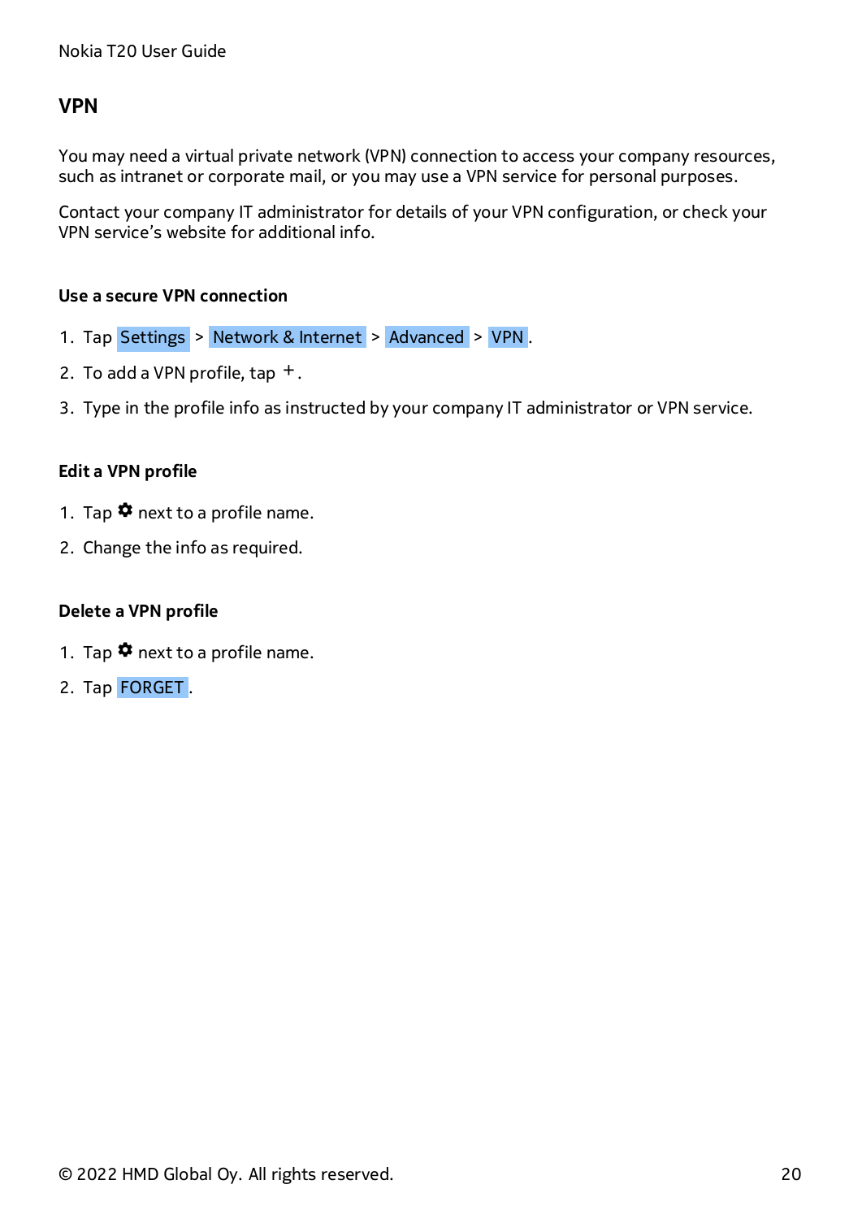## VPN

You may need a virtual private network (VPN) connection to access your company resources, such as intranet or corporate mail, or you may use a VPN service for personal purposes.

Contact your company IT administrator for details of your VPN configuration, or check your VPN service's website for additional info.

### Use a secure VPN connection

1. Tap Settings > Network & Internet > Advanced > VPN .
2. To add a VPN profile, tap + .
3. Type in the profile info as instructed by your company IT administrator or VPN service.

### Edit a VPN profile

1. Tap ✿ next to a profile name.
2. Change the info as required.

### Delete a VPN profile

1. Tap ✿ next to a profile name.
2. Tap FORGET .

© 2022 HMD Global Oy. All rights reserved.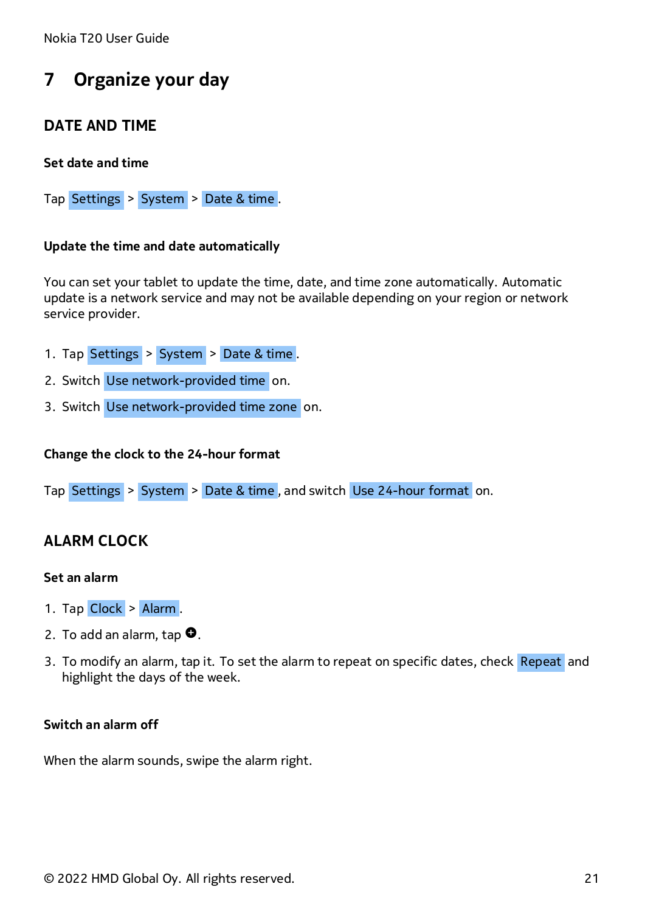# 7 Organize your day

## DATE AND TIME

### Set date and time

Tap Settings > System > Date & time .

### Update the time and date automatically

You can set your tablet to update the time, date, and time zone automatically. Automatic update is a network service and may not be available depending on your region or network service provider.

1. Tap Settings > System > Date & time .
2. Switch Use network-provided time on.
3. Switch Use network-provided time zone on.

### Change the clock to the 24-hour format

Tap Settings > System > Date & time , and switch Use 24-hour format on.

## ALARM CLOCK

### Set an alarm

1. Tap Clock > Alarm .
2. To add an alarm, tap ⊕.
3. To modify an alarm, tap it. To set the alarm to repeat on specific dates, check Repeat and highlight the days of the week.

### Switch an alarm off

When the alarm sounds, swipe the alarm right.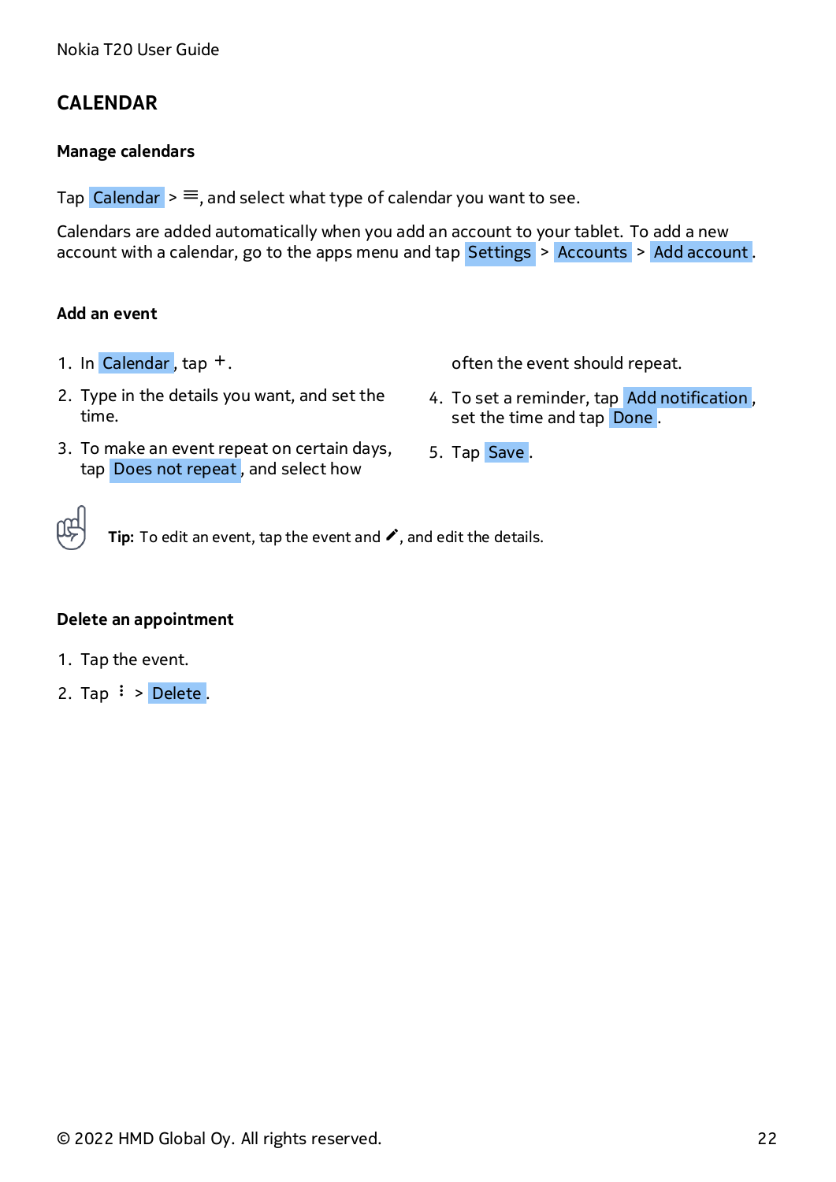# CALENDAR

## Manage calendars

Tap Calendar > ≡, and select what type of calendar you want to see.

Calendars are added automatically when you add an account to your tablet. To add a new account with a calendar, go to the apps menu and tap Settings > Accounts > Add account.

## Add an event

1. In Calendar, tap +.
2. Type in the details you want, and set the time.
3. To make an event repeat on certain days, tap Does not repeat, and select how often the event should repeat.
4. To set a reminder, tap Add notification, set the time and tap Done.
5. Tap Save.

**Tip:** To edit an event, tap the event and ✎, and edit the details.

## Delete an appointment

1. Tap the event.
2. Tap ⋮ > Delete.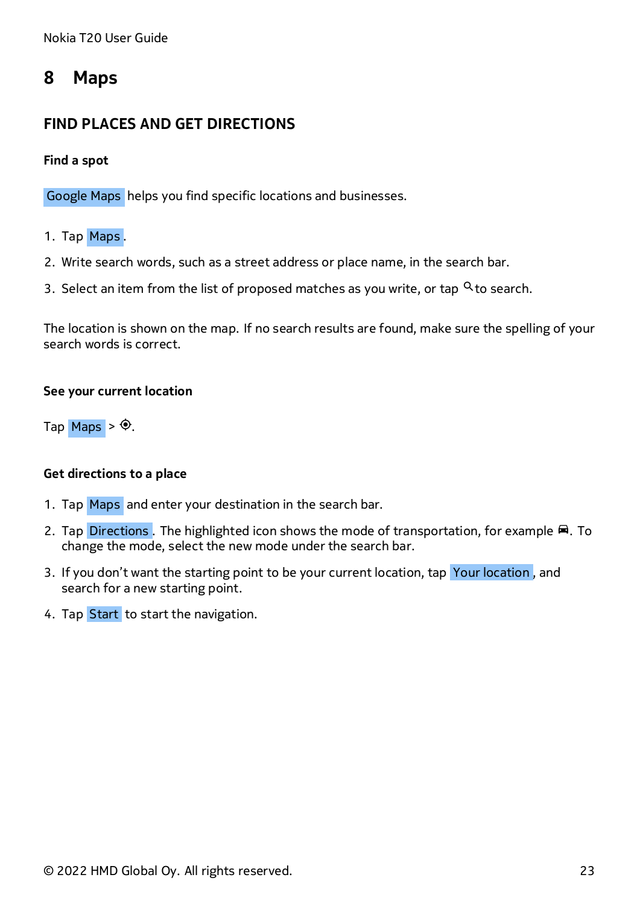# 8 Maps

## FIND PLACES AND GET DIRECTIONS

### Find a spot

Google Maps helps you find specific locations and businesses.

1. Tap Maps.
2. Write search words, such as a street address or place name, in the search bar.
3. Select an item from the list of proposed matches as you write, or tap 🔍 to search.

The location is shown on the map. If no search results are found, make sure the spelling of your search words is correct.

### See your current location

Tap Maps > ⌖.

### Get directions to a place

1. Tap Maps and enter your destination in the search bar.
2. Tap Directions. The highlighted icon shows the mode of transportation, for example 🚗. To change the mode, select the new mode under the search bar.
3. If you don't want the starting point to be your current location, tap Your location, and search for a new starting point.
4. Tap Start to start the navigation.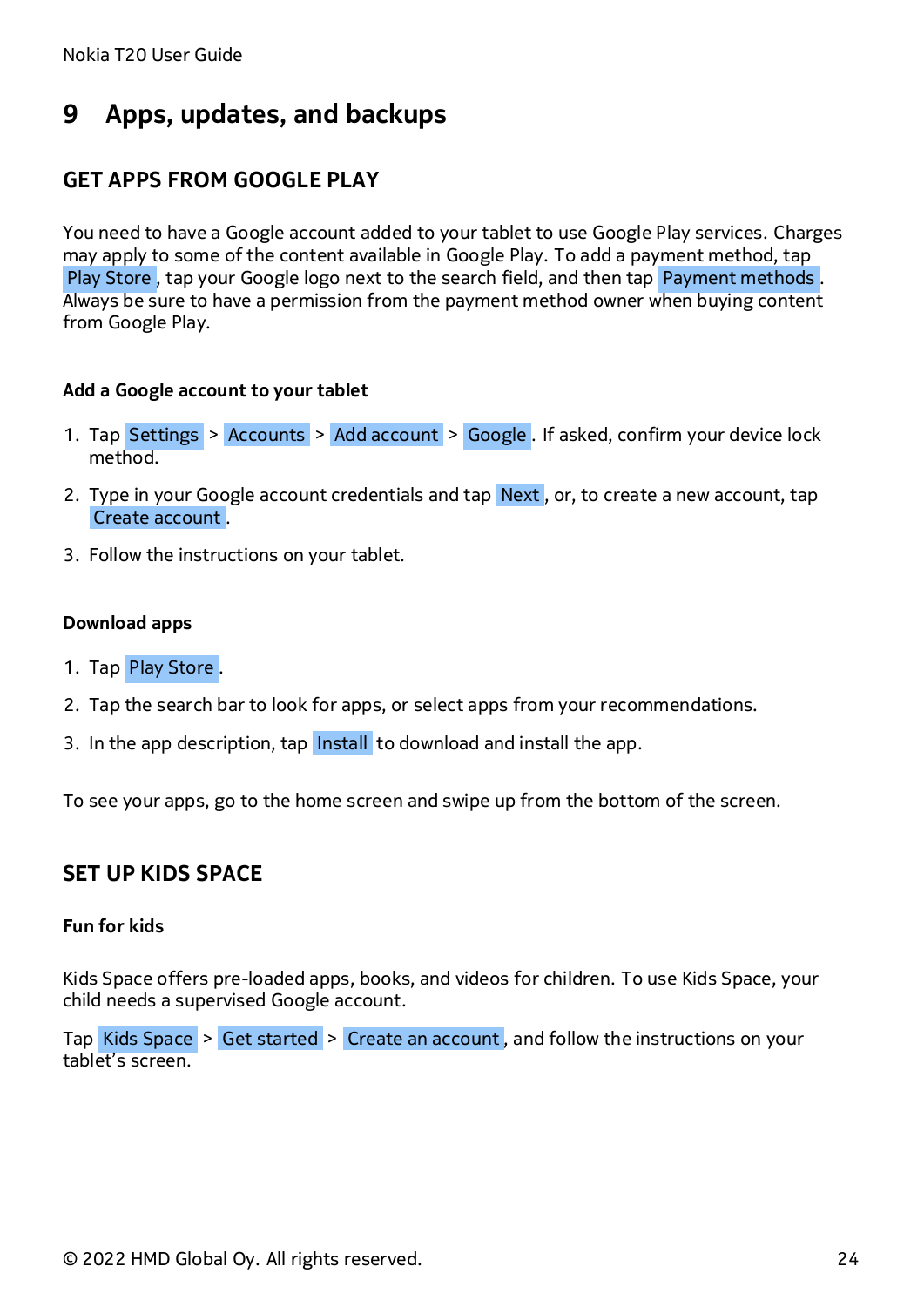# 9 Apps, updates, and backups

## GET APPS FROM GOOGLE PLAY

You need to have a Google account added to your tablet to use Google Play services. Charges may apply to some of the content available in Google Play. To add a payment method, tap Play Store, tap your Google logo next to the search field, and then tap Payment methods. Always be sure to have a permission from the payment method owner when buying content from Google Play.

### Add a Google account to your tablet

1. Tap Settings > Accounts > Add account > Google. If asked, confirm your device lock method.
2. Type in your Google account credentials and tap Next, or, to create a new account, tap Create account.
3. Follow the instructions on your tablet.

### Download apps

1. Tap Play Store.
2. Tap the search bar to look for apps, or select apps from your recommendations.
3. In the app description, tap Install to download and install the app.

To see your apps, go to the home screen and swipe up from the bottom of the screen.

## SET UP KIDS SPACE

### Fun for kids

Kids Space offers pre-loaded apps, books, and videos for children. To use Kids Space, your child needs a supervised Google account.

Tap Kids Space > Get started > Create an account, and follow the instructions on your tablet's screen.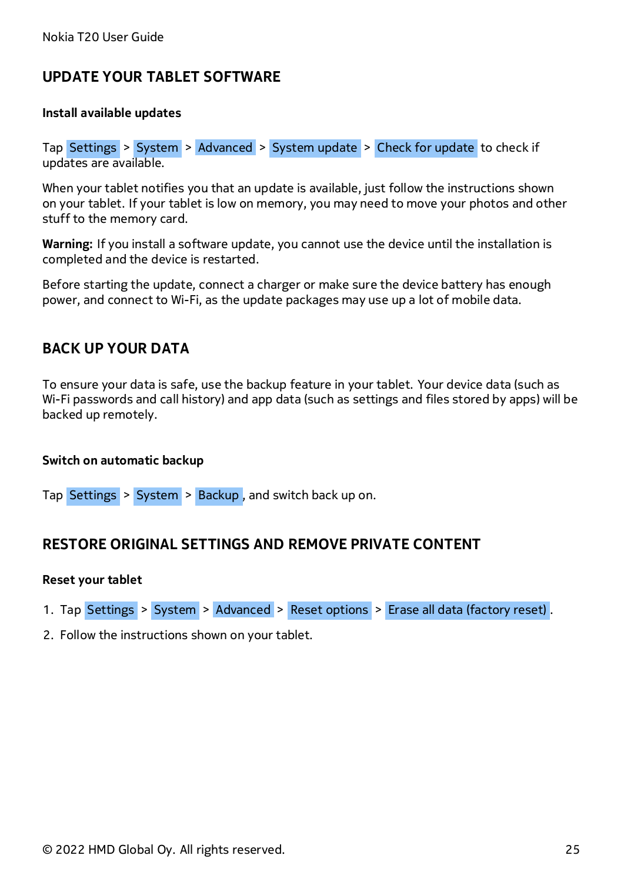## UPDATE YOUR TABLET SOFTWARE

### Install available updates

Tap Settings > System > Advanced > System update > Check for update to check if updates are available.

When your tablet notifies you that an update is available, just follow the instructions shown on your tablet. If your tablet is low on memory, you may need to move your photos and other stuff to the memory card.

**Warning:** If you install a software update, you cannot use the device until the installation is completed and the device is restarted.

Before starting the update, connect a charger or make sure the device battery has enough power, and connect to Wi-Fi, as the update packages may use up a lot of mobile data.

## BACK UP YOUR DATA

To ensure your data is safe, use the backup feature in your tablet. Your device data (such as Wi-Fi passwords and call history) and app data (such as settings and files stored by apps) will be backed up remotely.

### Switch on automatic backup

Tap Settings > System > Backup, and switch back up on.

## RESTORE ORIGINAL SETTINGS AND REMOVE PRIVATE CONTENT

### Reset your tablet

1. Tap Settings > System > Advanced > Reset options > Erase all data (factory reset).
2. Follow the instructions shown on your tablet.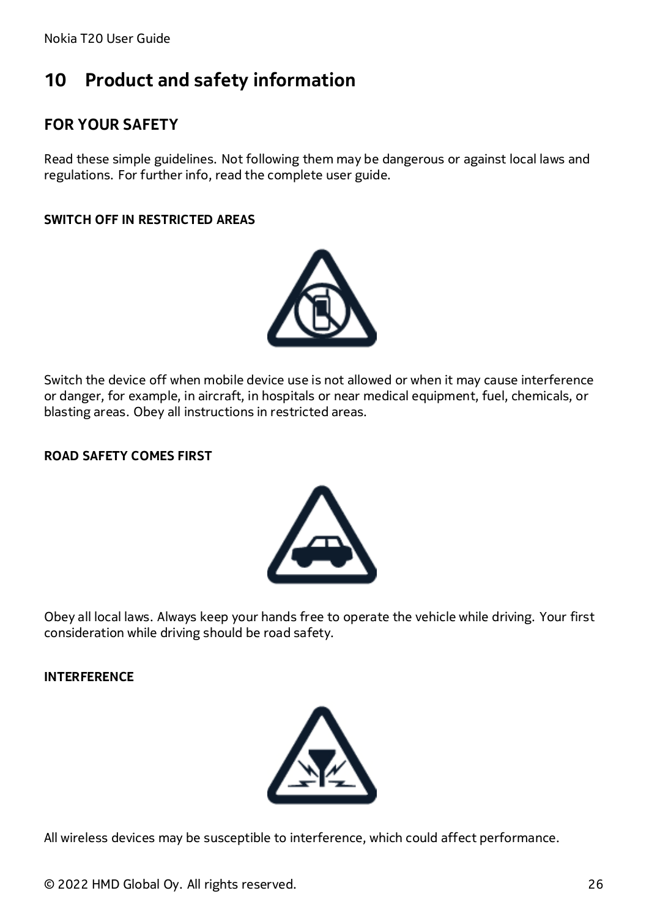# 10 Product and safety information

## FOR YOUR SAFETY

Read these simple guidelines. Not following them may be dangerous or against local laws and regulations. For further info, read the complete user guide.

### SWITCH OFF IN RESTRICTED AREAS

Switch the device off when mobile device use is not allowed or when it may cause interference or danger, for example, in aircraft, in hospitals or near medical equipment, fuel, chemicals, or blasting areas. Obey all instructions in restricted areas.

### ROAD SAFETY COMES FIRST

Obey all local laws. Always keep your hands free to operate the vehicle while driving. Your first consideration while driving should be road safety.

### INTERFERENCE

All wireless devices may be susceptible to interference, which could affect performance.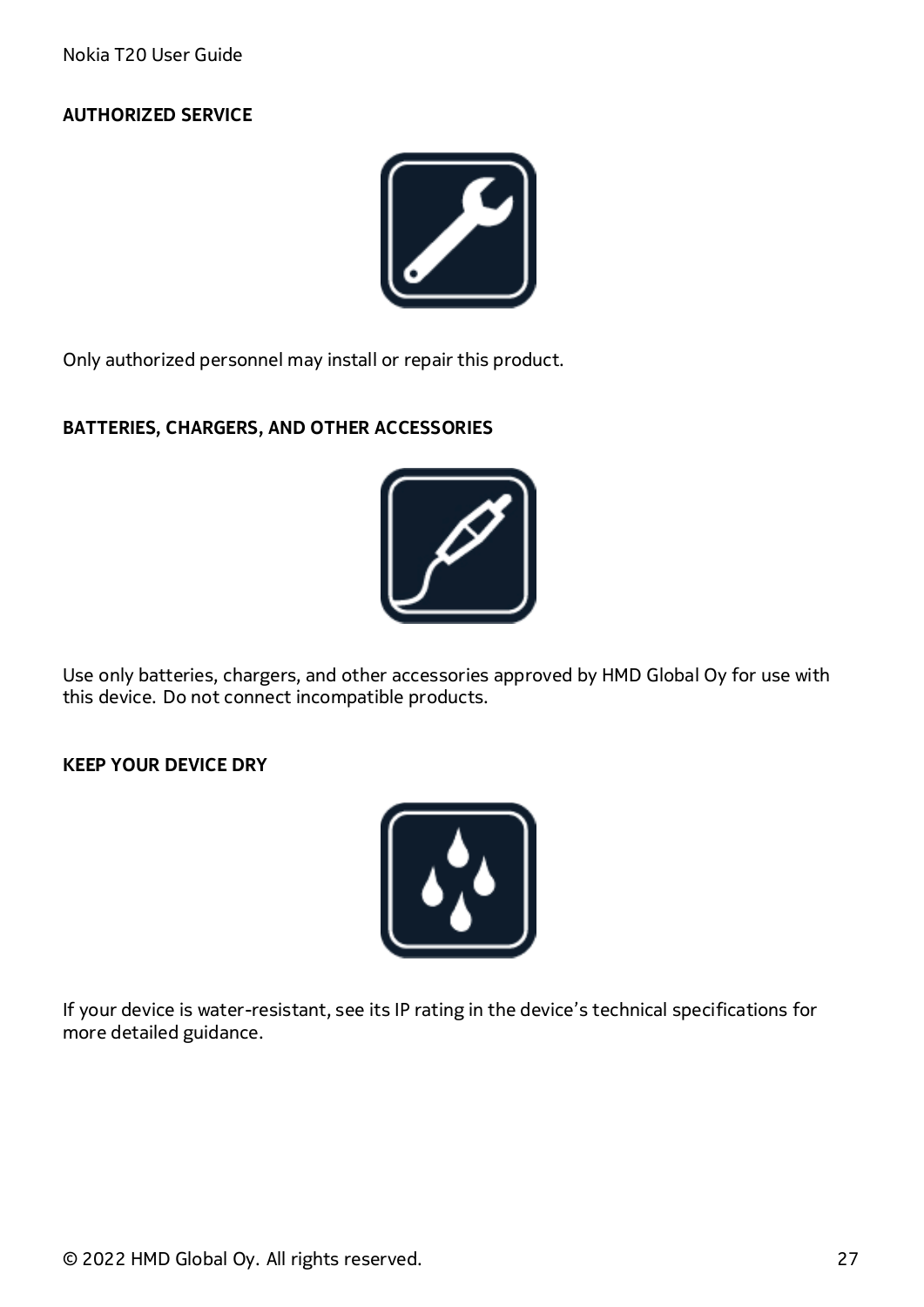**AUTHORIZED SERVICE**

Only authorized personnel may install or repair this product.

**BATTERIES, CHARGERS, AND OTHER ACCESSORIES**

Use only batteries, chargers, and other accessories approved by HMD Global Oy for use with this device. Do not connect incompatible products.

**KEEP YOUR DEVICE DRY**

If your device is water-resistant, see its IP rating in the device's technical specifications for more detailed guidance.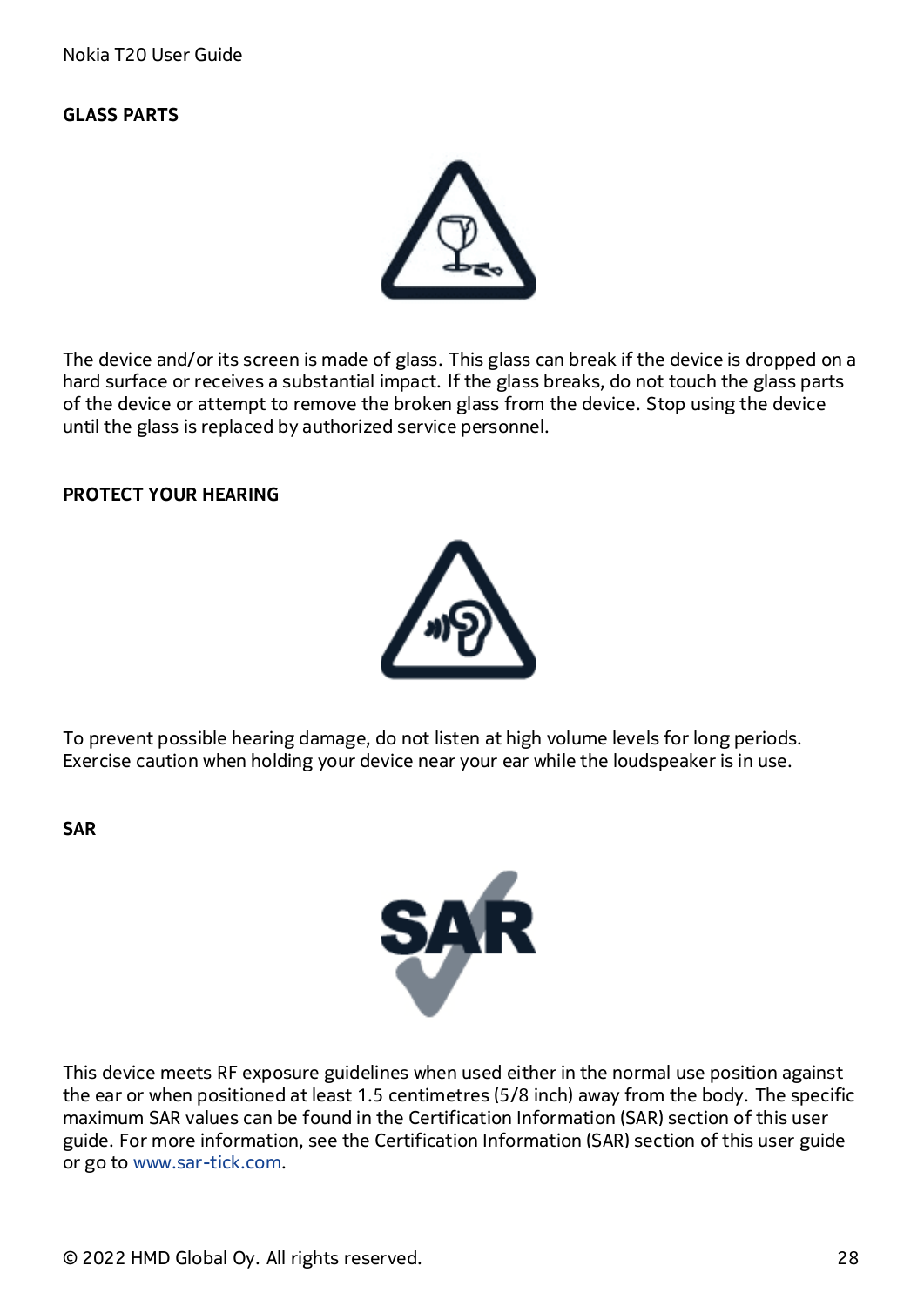## GLASS PARTS

The device and/or its screen is made of glass. This glass can break if the device is dropped on a hard surface or receives a substantial impact. If the glass breaks, do not touch the glass parts of the device or attempt to remove the broken glass from the device. Stop using the device until the glass is replaced by authorized service personnel.

## PROTECT YOUR HEARING

To prevent possible hearing damage, do not listen at high volume levels for long periods. Exercise caution when holding your device near your ear while the loudspeaker is in use.

## SAR

This device meets RF exposure guidelines when used either in the normal use position against the ear or when positioned at least 1.5 centimetres (5/8 inch) away from the body. The specific maximum SAR values can be found in the Certification Information (SAR) section of this user guide. For more information, see the Certification Information (SAR) section of this user guide or go to www.sar-tick.com.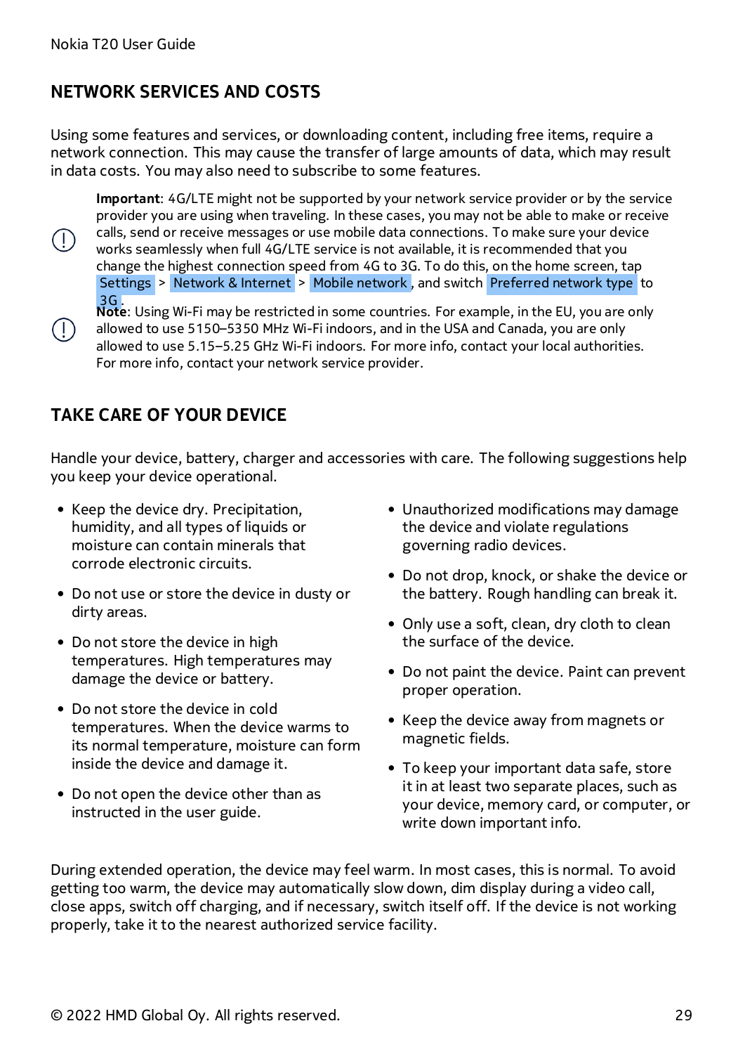## NETWORK SERVICES AND COSTS

Using some features and services, or downloading content, including free items, require a network connection. This may cause the transfer of large amounts of data, which may result in data costs. You may also need to subscribe to some features.

**Important**: 4G/LTE might not be supported by your network service provider or by the service provider you are using when traveling. In these cases, you may not be able to make or receive calls, send or receive messages or use mobile data connections. To make sure your device works seamlessly when full 4G/LTE service is not available, it is recommended that you change the highest connection speed from 4G to 3G. To do this, on the home screen, tap Settings > Network & Internet > Mobile network, and switch Preferred network type to 3G.

**Note**: Using Wi-Fi may be restricted in some countries. For example, in the EU, you are only allowed to use 5150–5350 MHz Wi-Fi indoors, and in the USA and Canada, you are only allowed to use 5.15–5.25 GHz Wi-Fi indoors. For more info, contact your local authorities. For more info, contact your network service provider.

## TAKE CARE OF YOUR DEVICE

Handle your device, battery, charger and accessories with care. The following suggestions help you keep your device operational.

- Keep the device dry. Precipitation, humidity, and all types of liquids or moisture can contain minerals that corrode electronic circuits.
- Do not use or store the device in dusty or dirty areas.
- Do not store the device in high temperatures. High temperatures may damage the device or battery.
- Do not store the device in cold temperatures. When the device warms to its normal temperature, moisture can form inside the device and damage it.
- Do not open the device other than as instructed in the user guide.
- Unauthorized modifications may damage the device and violate regulations governing radio devices.
- Do not drop, knock, or shake the device or the battery. Rough handling can break it.
- Only use a soft, clean, dry cloth to clean the surface of the device.
- Do not paint the device. Paint can prevent proper operation.
- Keep the device away from magnets or magnetic fields.
- To keep your important data safe, store it in at least two separate places, such as your device, memory card, or computer, or write down important info.

During extended operation, the device may feel warm. In most cases, this is normal. To avoid getting too warm, the device may automatically slow down, dim display during a video call, close apps, switch off charging, and if necessary, switch itself off. If the device is not working properly, take it to the nearest authorized service facility.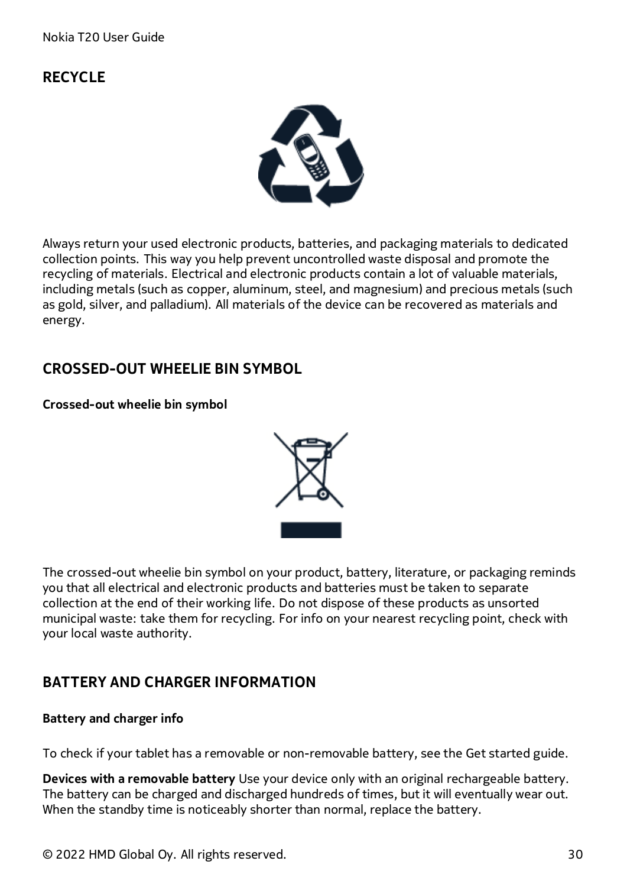## RECYCLE

Always return your used electronic products, batteries, and packaging materials to dedicated collection points. This way you help prevent uncontrolled waste disposal and promote the recycling of materials. Electrical and electronic products contain a lot of valuable materials, including metals (such as copper, aluminum, steel, and magnesium) and precious metals (such as gold, silver, and palladium). All materials of the device can be recovered as materials and energy.

## CROSSED-OUT WHEELIE BIN SYMBOL

**Crossed-out wheelie bin symbol**

The crossed-out wheelie bin symbol on your product, battery, literature, or packaging reminds you that all electrical and electronic products and batteries must be taken to separate collection at the end of their working life. Do not dispose of these products as unsorted municipal waste: take them for recycling. For info on your nearest recycling point, check with your local waste authority.

## BATTERY AND CHARGER INFORMATION

**Battery and charger info**

To check if your tablet has a removable or non-removable battery, see the Get started guide.

**Devices with a removable battery** Use your device only with an original rechargeable battery. The battery can be charged and discharged hundreds of times, but it will eventually wear out. When the standby time is noticeably shorter than normal, replace the battery.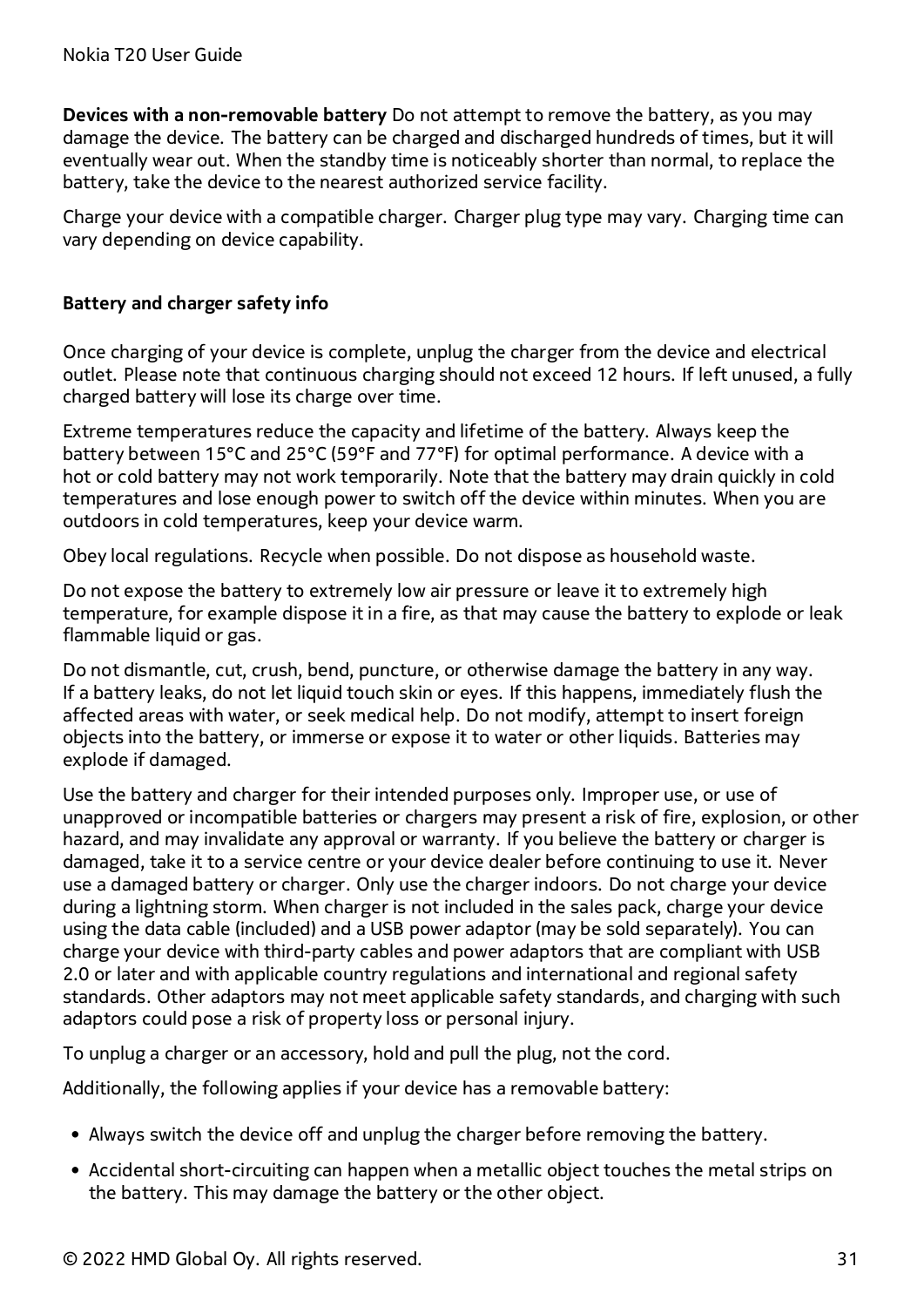**Devices with a non-removable battery** Do not attempt to remove the battery, as you may damage the device. The battery can be charged and discharged hundreds of times, but it will eventually wear out. When the standby time is noticeably shorter than normal, to replace the battery, take the device to the nearest authorized service facility.

Charge your device with a compatible charger. Charger plug type may vary. Charging time can vary depending on device capability.

**Battery and charger safety info**

Once charging of your device is complete, unplug the charger from the device and electrical outlet. Please note that continuous charging should not exceed 12 hours. If left unused, a fully charged battery will lose its charge over time.

Extreme temperatures reduce the capacity and lifetime of the battery. Always keep the battery between 15°C and 25°C (59°F and 77°F) for optimal performance. A device with a hot or cold battery may not work temporarily. Note that the battery may drain quickly in cold temperatures and lose enough power to switch off the device within minutes. When you are outdoors in cold temperatures, keep your device warm.

Obey local regulations. Recycle when possible. Do not dispose as household waste.

Do not expose the battery to extremely low air pressure or leave it to extremely high temperature, for example dispose it in a fire, as that may cause the battery to explode or leak flammable liquid or gas.

Do not dismantle, cut, crush, bend, puncture, or otherwise damage the battery in any way. If a battery leaks, do not let liquid touch skin or eyes. If this happens, immediately flush the affected areas with water, or seek medical help. Do not modify, attempt to insert foreign objects into the battery, or immerse or expose it to water or other liquids. Batteries may explode if damaged.

Use the battery and charger for their intended purposes only. Improper use, or use of unapproved or incompatible batteries or chargers may present a risk of fire, explosion, or other hazard, and may invalidate any approval or warranty. If you believe the battery or charger is damaged, take it to a service centre or your device dealer before continuing to use it. Never use a damaged battery or charger. Only use the charger indoors. Do not charge your device during a lightning storm. When charger is not included in the sales pack, charge your device using the data cable (included) and a USB power adaptor (may be sold separately). You can charge your device with third-party cables and power adaptors that are compliant with USB 2.0 or later and with applicable country regulations and international and regional safety standards. Other adaptors may not meet applicable safety standards, and charging with such adaptors could pose a risk of property loss or personal injury.

To unplug a charger or an accessory, hold and pull the plug, not the cord.

Additionally, the following applies if your device has a removable battery:

- Always switch the device off and unplug the charger before removing the battery.
- Accidental short-circuiting can happen when a metallic object touches the metal strips on the battery. This may damage the battery or the other object.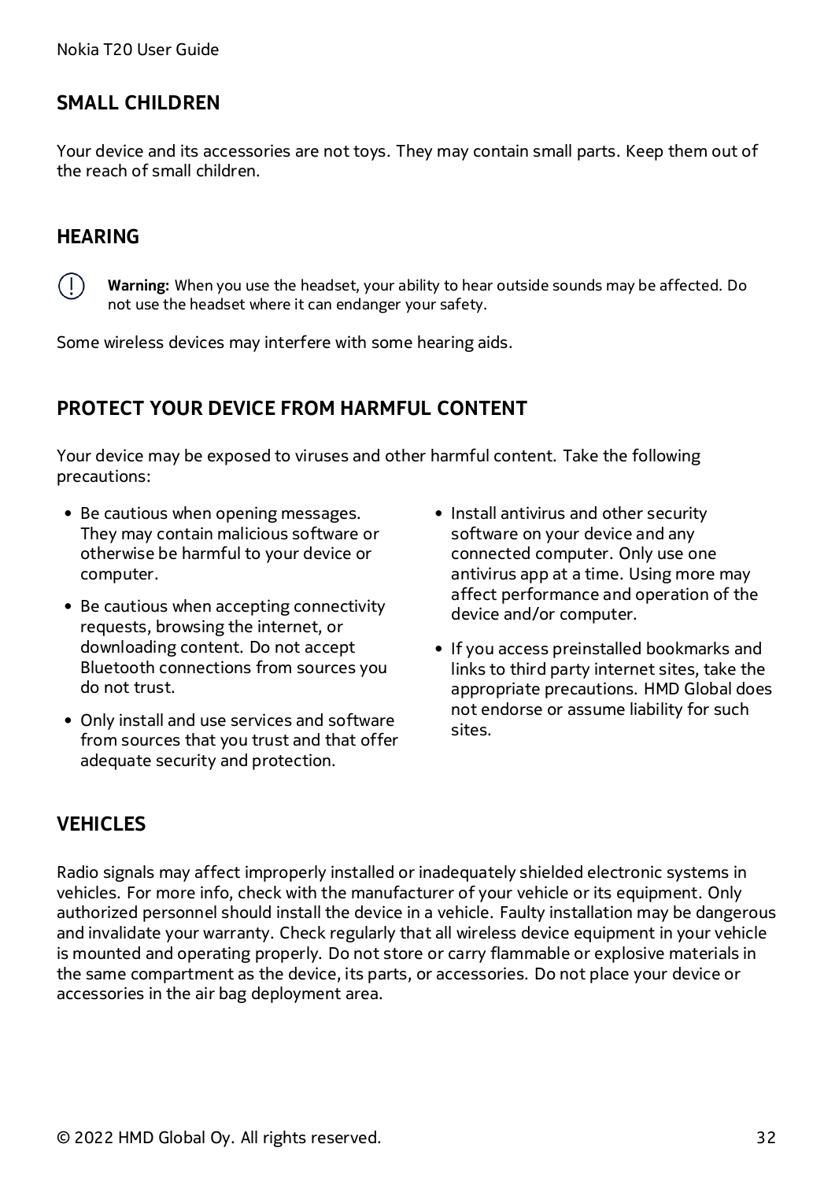## SMALL CHILDREN

Your device and its accessories are not toys. They may contain small parts. Keep them out of the reach of small children.

## HEARING

**Warning:** When you use the headset, your ability to hear outside sounds may be affected. Do not use the headset where it can endanger your safety.

Some wireless devices may interfere with some hearing aids.

## PROTECT YOUR DEVICE FROM HARMFUL CONTENT

Your device may be exposed to viruses and other harmful content. Take the following precautions:

- Be cautious when opening messages. They may contain malicious software or otherwise be harmful to your device or computer.
- Be cautious when accepting connectivity requests, browsing the internet, or downloading content. Do not accept Bluetooth connections from sources you do not trust.
- Only install and use services and software from sources that you trust and that offer adequate security and protection.
- Install antivirus and other security software on your device and any connected computer. Only use one antivirus app at a time. Using more may affect performance and operation of the device and/or computer.
- If you access preinstalled bookmarks and links to third party internet sites, take the appropriate precautions. HMD Global does not endorse or assume liability for such sites.

## VEHICLES

Radio signals may affect improperly installed or inadequately shielded electronic systems in vehicles. For more info, check with the manufacturer of your vehicle or its equipment. Only authorized personnel should install the device in a vehicle. Faulty installation may be dangerous and invalidate your warranty. Check regularly that all wireless device equipment in your vehicle is mounted and operating properly. Do not store or carry flammable or explosive materials in the same compartment as the device, its parts, or accessories. Do not place your device or accessories in the air bag deployment area.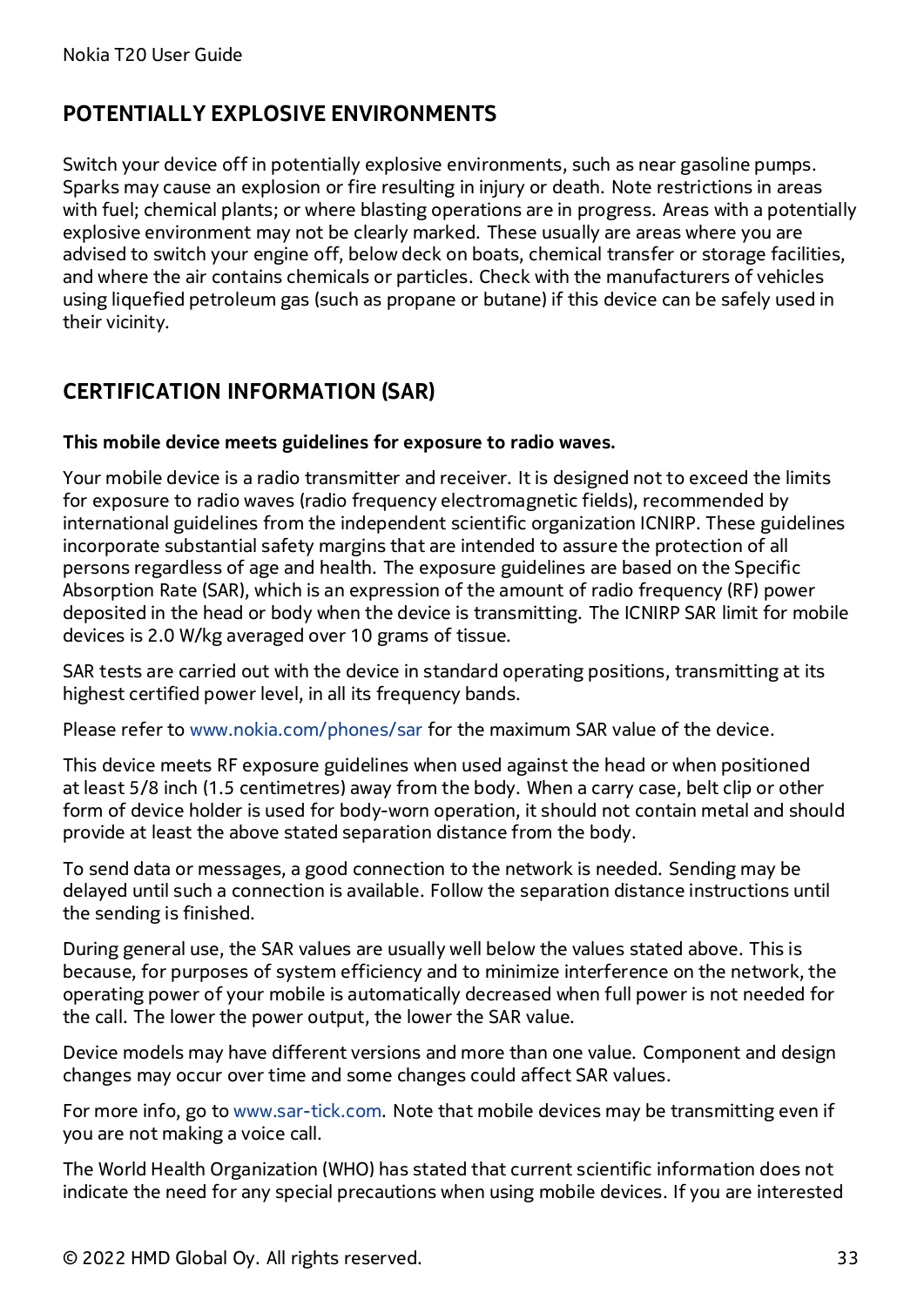## POTENTIALLY EXPLOSIVE ENVIRONMENTS

Switch your device off in potentially explosive environments, such as near gasoline pumps. Sparks may cause an explosion or fire resulting in injury or death. Note restrictions in areas with fuel; chemical plants; or where blasting operations are in progress. Areas with a potentially explosive environment may not be clearly marked. These usually are areas where you are advised to switch your engine off, below deck on boats, chemical transfer or storage facilities, and where the air contains chemicals or particles. Check with the manufacturers of vehicles using liquefied petroleum gas (such as propane or butane) if this device can be safely used in their vicinity.

## CERTIFICATION INFORMATION (SAR)

**This mobile device meets guidelines for exposure to radio waves.**

Your mobile device is a radio transmitter and receiver. It is designed not to exceed the limits for exposure to radio waves (radio frequency electromagnetic fields), recommended by international guidelines from the independent scientific organization ICNIRP. These guidelines incorporate substantial safety margins that are intended to assure the protection of all persons regardless of age and health. The exposure guidelines are based on the Specific Absorption Rate (SAR), which is an expression of the amount of radio frequency (RF) power deposited in the head or body when the device is transmitting. The ICNIRP SAR limit for mobile devices is 2.0 W/kg averaged over 10 grams of tissue.

SAR tests are carried out with the device in standard operating positions, transmitting at its highest certified power level, in all its frequency bands.

Please refer to www.nokia.com/phones/sar for the maximum SAR value of the device.

This device meets RF exposure guidelines when used against the head or when positioned at least 5/8 inch (1.5 centimetres) away from the body. When a carry case, belt clip or other form of device holder is used for body-worn operation, it should not contain metal and should provide at least the above stated separation distance from the body.

To send data or messages, a good connection to the network is needed. Sending may be delayed until such a connection is available. Follow the separation distance instructions until the sending is finished.

During general use, the SAR values are usually well below the values stated above. This is because, for purposes of system efficiency and to minimize interference on the network, the operating power of your mobile is automatically decreased when full power is not needed for the call. The lower the power output, the lower the SAR value.

Device models may have different versions and more than one value. Component and design changes may occur over time and some changes could affect SAR values.

For more info, go to www.sar-tick.com. Note that mobile devices may be transmitting even if you are not making a voice call.

The World Health Organization (WHO) has stated that current scientific information does not indicate the need for any special precautions when using mobile devices. If you are interested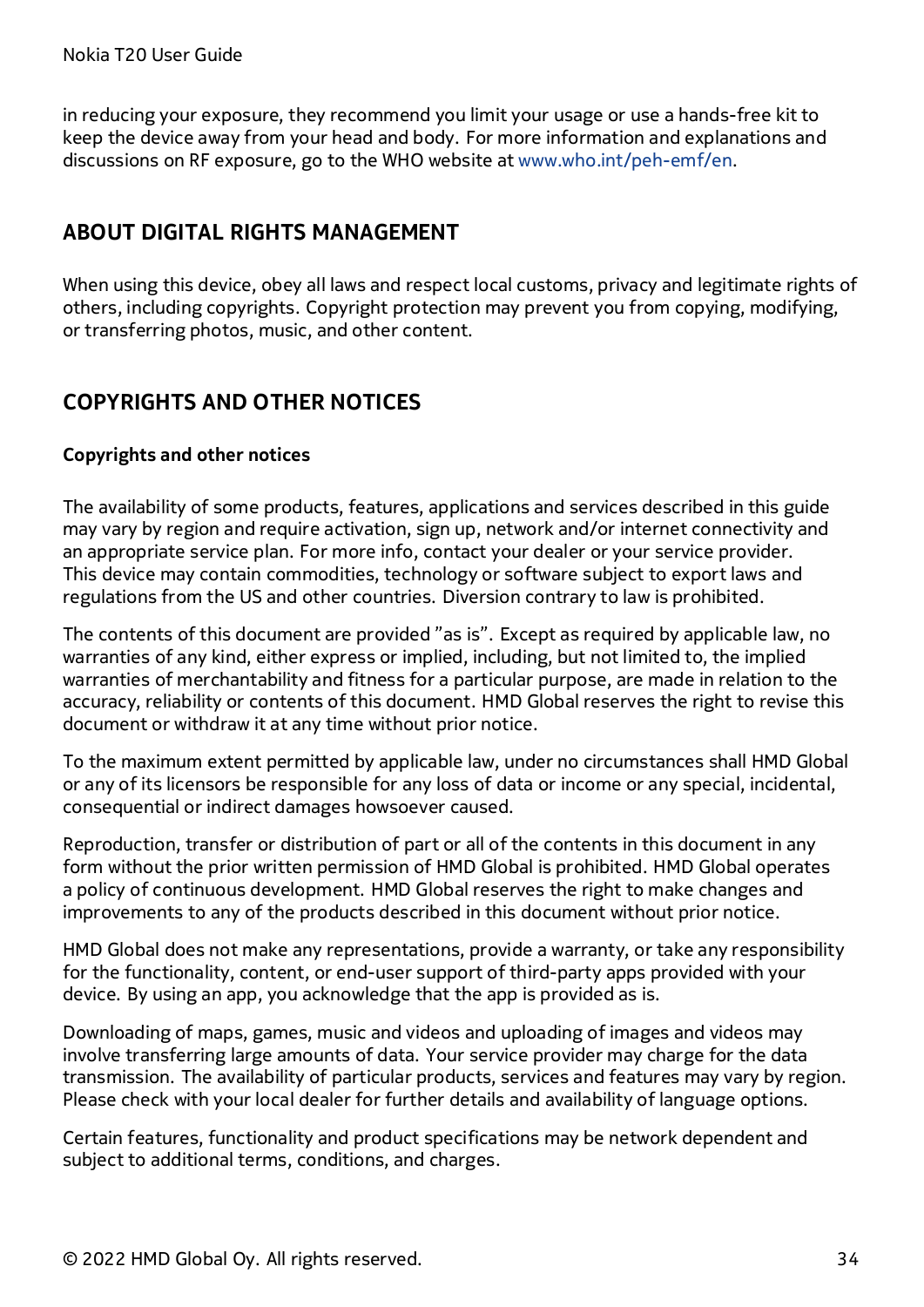in reducing your exposure, they recommend you limit your usage or use a hands-free kit to keep the device away from your head and body. For more information and explanations and discussions on RF exposure, go to the WHO website at www.who.int/peh-emf/en.

## ABOUT DIGITAL RIGHTS MANAGEMENT

When using this device, obey all laws and respect local customs, privacy and legitimate rights of others, including copyrights. Copyright protection may prevent you from copying, modifying, or transferring photos, music, and other content.

## COPYRIGHTS AND OTHER NOTICES

**Copyrights and other notices**

The availability of some products, features, applications and services described in this guide may vary by region and require activation, sign up, network and/or internet connectivity and an appropriate service plan. For more info, contact your dealer or your service provider. This device may contain commodities, technology or software subject to export laws and regulations from the US and other countries. Diversion contrary to law is prohibited.

The contents of this document are provided "as is". Except as required by applicable law, no warranties of any kind, either express or implied, including, but not limited to, the implied warranties of merchantability and fitness for a particular purpose, are made in relation to the accuracy, reliability or contents of this document. HMD Global reserves the right to revise this document or withdraw it at any time without prior notice.

To the maximum extent permitted by applicable law, under no circumstances shall HMD Global or any of its licensors be responsible for any loss of data or income or any special, incidental, consequential or indirect damages howsoever caused.

Reproduction, transfer or distribution of part or all of the contents in this document in any form without the prior written permission of HMD Global is prohibited. HMD Global operates a policy of continuous development. HMD Global reserves the right to make changes and improvements to any of the products described in this document without prior notice.

HMD Global does not make any representations, provide a warranty, or take any responsibility for the functionality, content, or end-user support of third-party apps provided with your device. By using an app, you acknowledge that the app is provided as is.

Downloading of maps, games, music and videos and uploading of images and videos may involve transferring large amounts of data. Your service provider may charge for the data transmission. The availability of particular products, services and features may vary by region. Please check with your local dealer for further details and availability of language options.

Certain features, functionality and product specifications may be network dependent and subject to additional terms, conditions, and charges.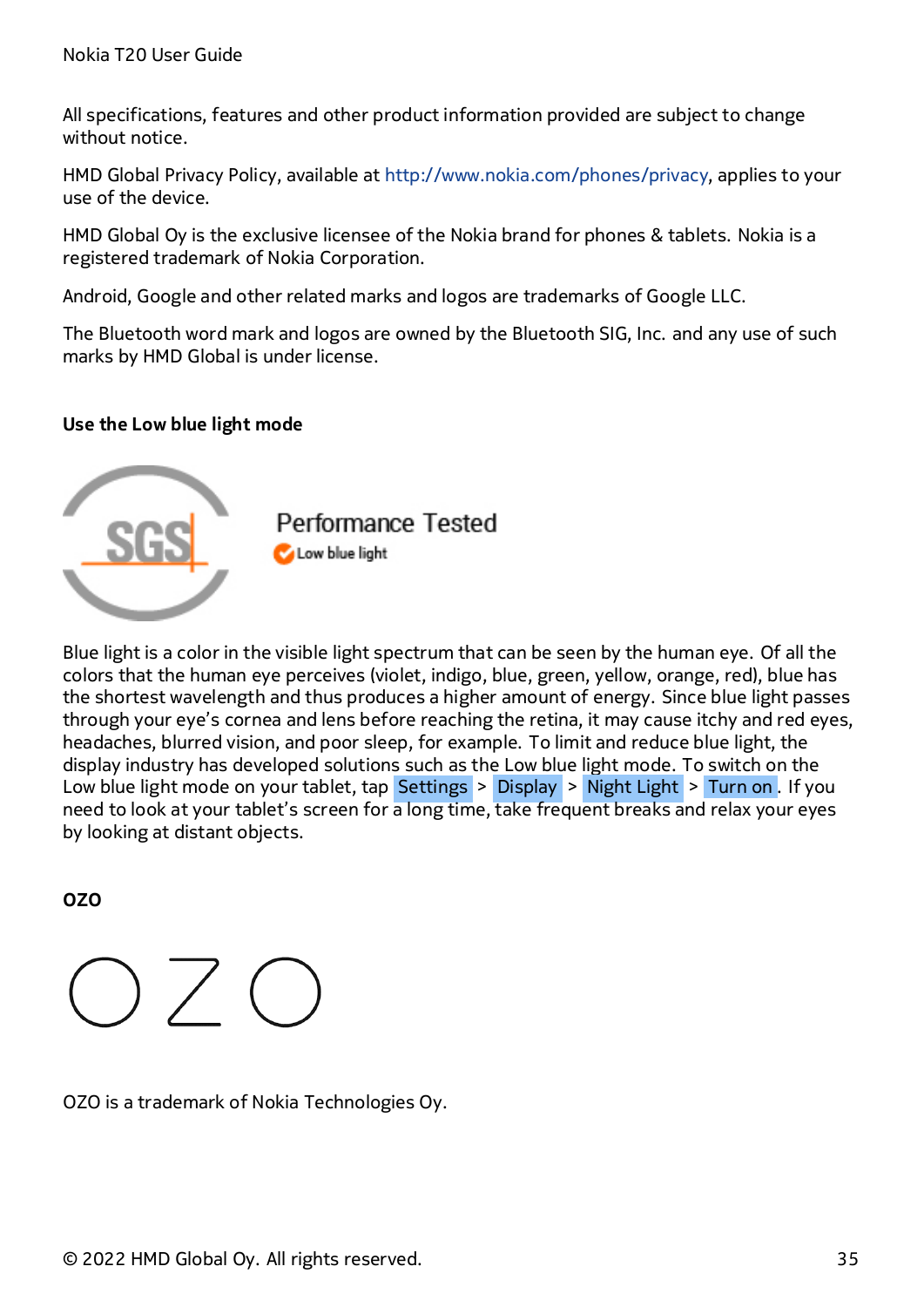All specifications, features and other product information provided are subject to change without notice.

HMD Global Privacy Policy, available at http://www.nokia.com/phones/privacy, applies to your use of the device.

HMD Global Oy is the exclusive licensee of the Nokia brand for phones & tablets. Nokia is a registered trademark of Nokia Corporation.

Android, Google and other related marks and logos are trademarks of Google LLC.

The Bluetooth word mark and logos are owned by the Bluetooth SIG, Inc. and any use of such marks by HMD Global is under license.

**Use the Low blue light mode**

SGS

Performance Tested

Low blue light

Blue light is a color in the visible light spectrum that can be seen by the human eye. Of all the colors that the human eye perceives (violet, indigo, blue, green, yellow, orange, red), blue has the shortest wavelength and thus produces a higher amount of energy. Since blue light passes through your eye's cornea and lens before reaching the retina, it may cause itchy and red eyes, headaches, blurred vision, and poor sleep, for example. To limit and reduce blue light, the display industry has developed solutions such as the Low blue light mode. To switch on the Low blue light mode on your tablet, tap Settings > Display > Night Light > Turn on. If you need to look at your tablet's screen for a long time, take frequent breaks and relax your eyes by looking at distant objects.

**OZO**

OZO

OZO is a trademark of Nokia Technologies Oy.

© 2022 HMD Global Oy. All rights reserved.